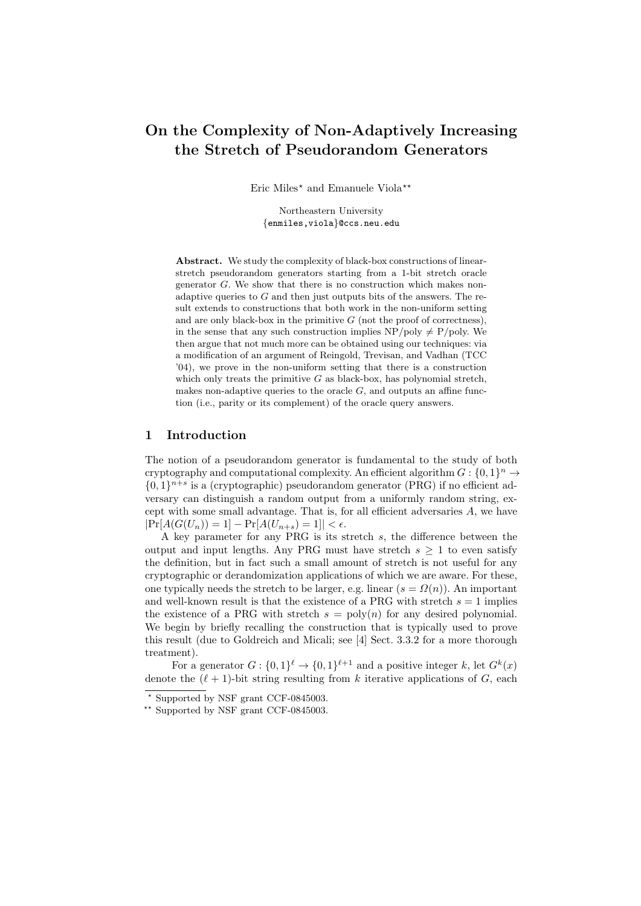# On the Complexity of Non-Adaptively Increasing the Stretch of Pseudorandom Generators

Eric Miles* and Emanuele Viola**

Northeastern University
{enmiles,viola}@ccs.neu.edu

**Abstract.** We study the complexity of black-box constructions of linear-stretch pseudorandom generators starting from a 1-bit stretch oracle generator $G$. We show that there is no construction which makes non-adaptive queries to $G$ and then just outputs bits of the answers. The result extends to constructions that both work in the non-uniform setting and are only black-box in the primitive $G$ (not the proof of correctness), in the sense that any such construction implies NP/poly $\neq$ P/poly. We then argue that not much more can be obtained using our techniques: via a modification of an argument of Reingold, Trevisan, and Vadhan (TCC '04), we prove in the non-uniform setting that there is a construction which only treats the primitive $G$ as black-box, has polynomial stretch, makes non-adaptive queries to the oracle $G$, and outputs an affine function (i.e., parity or its complement) of the oracle query answers.

## 1 Introduction

The notion of a pseudorandom generator is fundamental to the study of both cryptography and computational complexity. An efficient algorithm $G : \{0,1\}^n \to \{0,1\}^{n+s}$ is a (cryptographic) pseudorandom generator (PRG) if no efficient adversary can distinguish a random output from a uniformly random string, except with some small advantage. That is, for all efficient adversaries $A$, we have $|\Pr[A(G(U_n)) = 1] - \Pr[A(U_{n+s}) = 1]| < \epsilon$.

A key parameter for any PRG is its stretch $s$, the difference between the output and input lengths. Any PRG must have stretch $s \geq 1$ to even satisfy the definition, but in fact such a small amount of stretch is not useful for any cryptographic or derandomization applications of which we are aware. For these, one typically needs the stretch to be larger, e.g. linear ($s = \Omega(n)$). An important and well-known result is that the existence of a PRG with stretch $s = 1$ implies the existence of a PRG with stretch $s = \text{poly}(n)$ for any desired polynomial. We begin by briefly recalling the construction that is typically used to prove this result (due to Goldreich and Micali; see [4] Sect. 3.3.2 for a more thorough treatment).

For a generator $G : \{0,1\}^\ell \to \{0,1\}^{\ell+1}$ and a positive integer $k$, let $G^k(x)$ denote the $(\ell+1)$-bit string resulting from $k$ iterative applications of $G$, each

---

* Supported by NSF grant CCF-0845003.

** Supported by NSF grant CCF-0845003.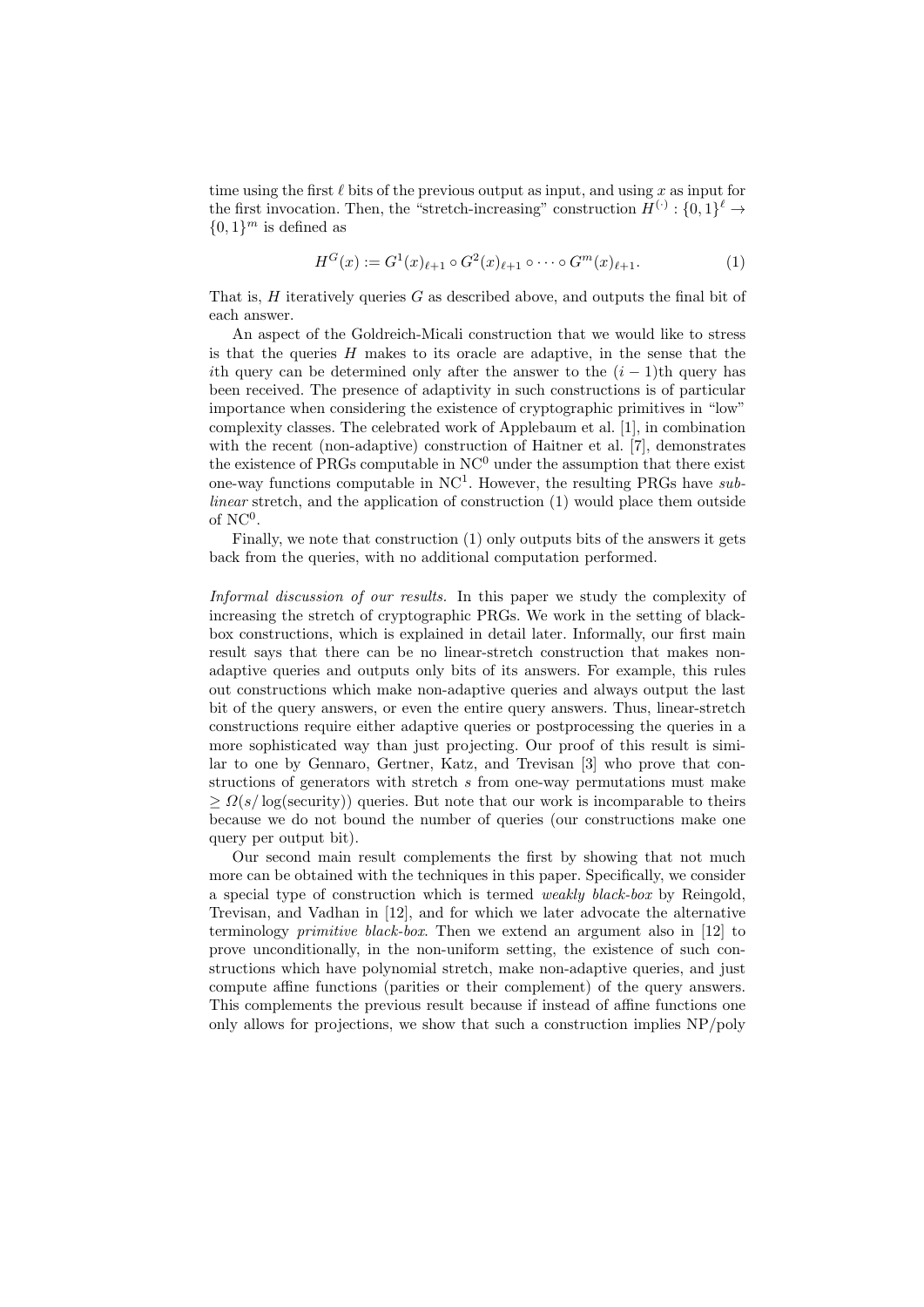time using the first $\ell$ bits of the previous output as input, and using $x$ as input for the first invocation. Then, the "stretch-increasing" construction $H^{(\cdot)} : \{0,1\}^\ell \to \{0,1\}^m$ is defined as

$$H^G(x) := G^1(x)_{\ell+1} \circ G^2(x)_{\ell+1} \circ \cdots \circ G^m(x)_{\ell+1}. \tag{1}$$

That is, $H$ iteratively queries $G$ as described above, and outputs the final bit of each answer.

An aspect of the Goldreich-Micali construction that we would like to stress is that the queries $H$ makes to its oracle are adaptive, in the sense that the $i$th query can be determined only after the answer to the $(i-1)$th query has been received. The presence of adaptivity in such constructions is of particular importance when considering the existence of cryptographic primitives in "low" complexity classes. The celebrated work of Applebaum et al. [1], in combination with the recent (non-adaptive) construction of Haitner et al. [7], demonstrates the existence of PRGs computable in $\mathrm{NC}^0$ under the assumption that there exist one-way functions computable in $\mathrm{NC}^1$. However, the resulting PRGs have *sublinear* stretch, and the application of construction (1) would place them outside of $\mathrm{NC}^0$.

Finally, we note that construction (1) only outputs bits of the answers it gets back from the queries, with no additional computation performed.

*Informal discussion of our results.* In this paper we study the complexity of increasing the stretch of cryptographic PRGs. We work in the setting of black-box constructions, which is explained in detail later. Informally, our first main result says that there can be no linear-stretch construction that makes non-adaptive queries and outputs only bits of its answers. For example, this rules out constructions which make non-adaptive queries and always output the last bit of the query answers, or even the entire query answers. Thus, linear-stretch constructions require either adaptive queries or postprocessing the queries in a more sophisticated way than just projecting. Our proof of this result is similar to one by Gennaro, Gertner, Katz, and Trevisan [3] who prove that constructions of generators with stretch $s$ from one-way permutations must make $\geq \Omega(s/\log(\text{security}))$ queries. But note that our work is incomparable to theirs because we do not bound the number of queries (our constructions make one query per output bit).

Our second main result complements the first by showing that not much more can be obtained with the techniques in this paper. Specifically, we consider a special type of construction which is termed *weakly black-box* by Reingold, Trevisan, and Vadhan in [12], and for which we later advocate the alternative terminology *primitive black-box*. Then we extend an argument also in [12] to prove unconditionally, in the non-uniform setting, the existence of such constructions which have polynomial stretch, make non-adaptive queries, and just compute affine functions (parities or their complement) of the query answers. This complements the previous result because if instead of affine functions one only allows for projections, we show that such a construction implies NP/poly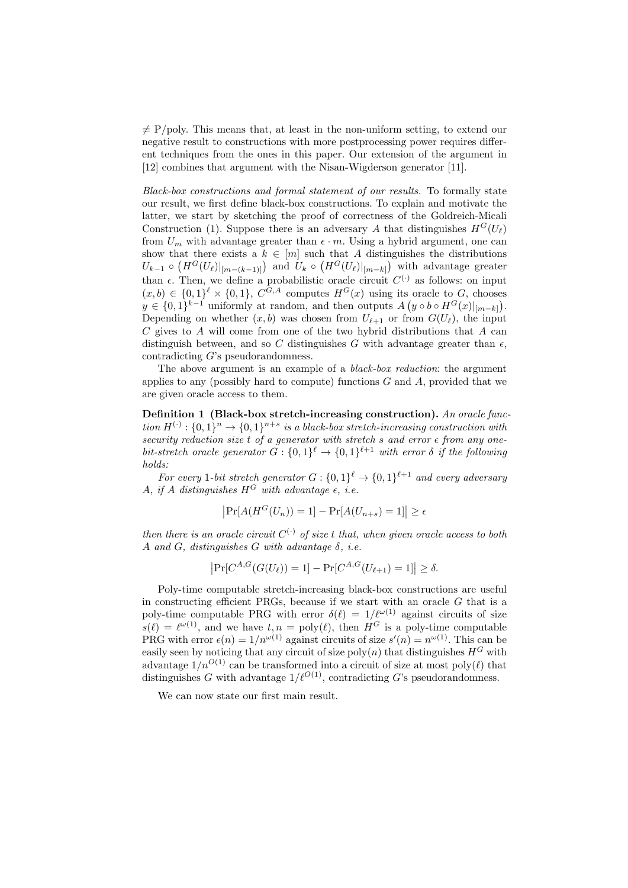$\neq$ P/poly. This means that, at least in the non-uniform setting, to extend our negative result to constructions with more postprocessing power requires different techniques from the ones in this paper. Our extension of the argument in [12] combines that argument with the Nisan-Wigderson generator [11].

*Black-box constructions and formal statement of our results.* To formally state our result, we first define black-box constructions. To explain and motivate the latter, we start by sketching the proof of correctness of the Goldreich-Micali Construction (1). Suppose there is an adversary $A$ that distinguishes $H^G(U_\ell)$ from $U_m$ with advantage greater than $\epsilon \cdot m$. Using a hybrid argument, one can show that there exists a $k \in [m]$ such that $A$ distinguishes the distributions $U_{k-1} \circ \left(H^G(U_\ell)|_{[m-(k-1)]}\right)$ and $U_k \circ \left(H^G(U_\ell)|_{[m-k]}\right)$ with advantage greater than $\epsilon$. Then, we define a probabilistic oracle circuit $C^{(\cdot)}$ as follows: on input $(x, b) \in \{0,1\}^\ell \times \{0,1\}$, $C^{G,A}$ computes $H^G(x)$ using its oracle to $G$, chooses $y \in \{0,1\}^{k-1}$ uniformly at random, and then outputs $A\left(y \circ b \circ H^G(x)|_{[m-k]}\right)$. Depending on whether $(x, b)$ was chosen from $U_{\ell+1}$ or from $G(U_\ell)$, the input $C$ gives to $A$ will come from one of the two hybrid distributions that $A$ can distinguish between, and so $C$ distinguishes $G$ with advantage greater than $\epsilon$, contradicting $G$'s pseudorandomness.

The above argument is an example of a *black-box reduction*: the argument applies to any (possibly hard to compute) functions $G$ and $A$, provided that we are given oracle access to them.

**Definition 1 (Black-box stretch-increasing construction).** *An oracle function $H^{(\cdot)} : \{0,1\}^n \to \{0,1\}^{n+s}$ is a black-box stretch-increasing construction with security reduction size $t$ of a generator with stretch $s$ and error $\epsilon$ from any one-bit-stretch oracle generator $G : \{0,1\}^\ell \to \{0,1\}^{\ell+1}$ with error $\delta$ if the following holds:*

*For every 1-bit stretch generator $G : \{0,1\}^\ell \to \{0,1\}^{\ell+1}$ and every adversary $A$, if $A$ distinguishes $H^G$ with advantage $\epsilon$, i.e.*

$$\left|\Pr[A(H^G(U_n)) = 1] - \Pr[A(U_{n+s}) = 1]\right| \geq \epsilon$$

*then there is an oracle circuit $C^{(\cdot)}$ of size $t$ that, when given oracle access to both $A$ and $G$, distinguishes $G$ with advantage $\delta$, i.e.*

$$\left|\Pr[C^{A,G}(G(U_\ell)) = 1] - \Pr[C^{A,G}(U_{\ell+1}) = 1]\right| \geq \delta.$$

Poly-time computable stretch-increasing black-box constructions are useful in constructing efficient PRGs, because if we start with an oracle $G$ that is a poly-time computable PRG with error $\delta(\ell) = 1/\ell^{\omega(1)}$ against circuits of size $s(\ell) = \ell^{\omega(1)}$, and we have $t, n = \text{poly}(\ell)$, then $H^G$ is a poly-time computable PRG with error $\epsilon(n) = 1/n^{\omega(1)}$ against circuits of size $s'(n) = n^{\omega(1)}$. This can be easily seen by noticing that any circuit of size $\text{poly}(n)$ that distinguishes $H^G$ with advantage $1/n^{O(1)}$ can be transformed into a circuit of size at most $\text{poly}(\ell)$ that distinguishes $G$ with advantage $1/\ell^{O(1)}$, contradicting $G$'s pseudorandomness.

We can now state our first main result.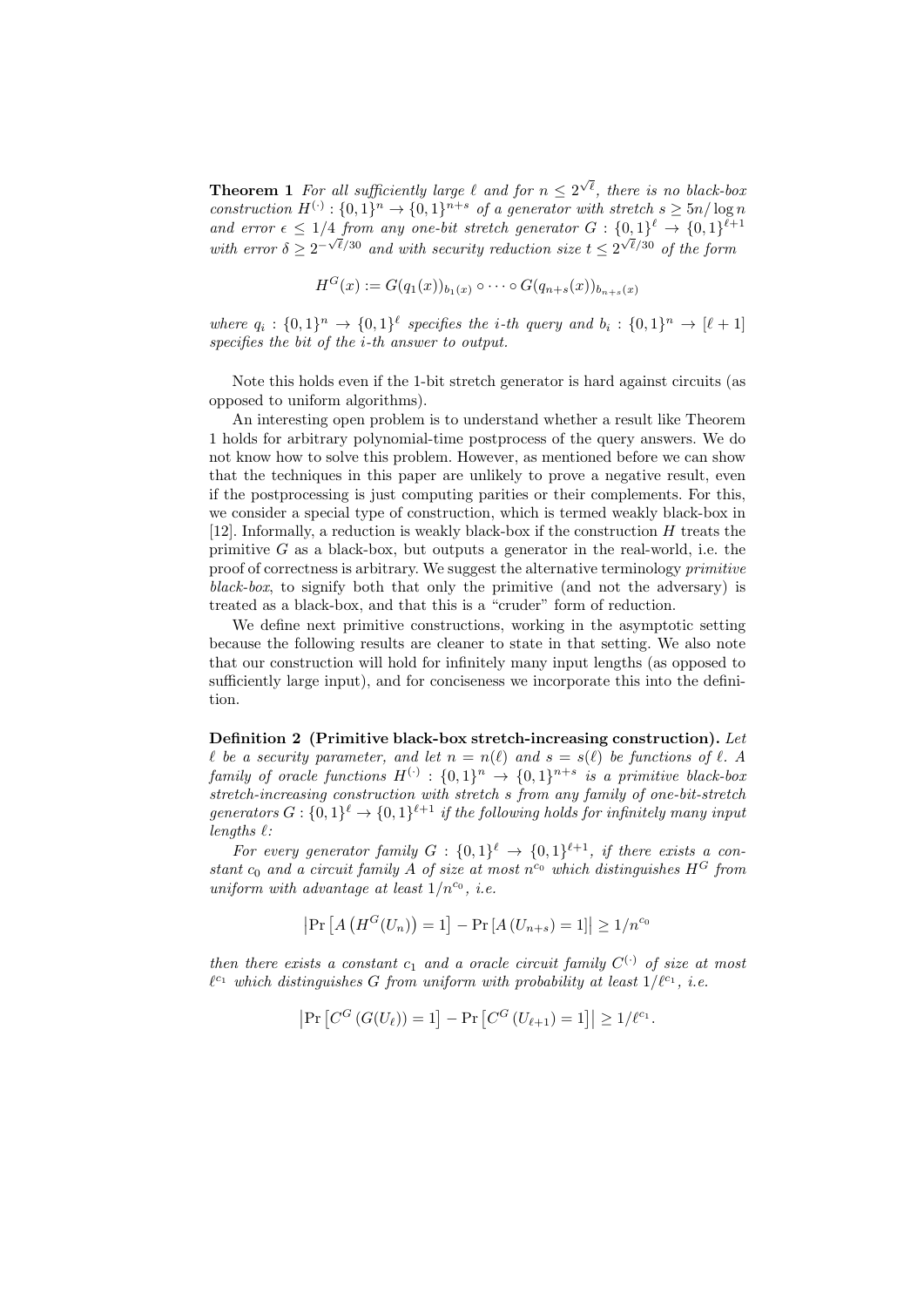**Theorem 1** *For all sufficiently large $\ell$ and for $n \leq 2^{\sqrt{\ell}}$, there is no black-box construction $H^{(\cdot)} : \{0,1\}^n \to \{0,1\}^{n+s}$ of a generator with stretch $s \geq 5n/\log n$ and error $\epsilon \leq 1/4$ from any one-bit stretch generator $G : \{0,1\}^\ell \to \{0,1\}^{\ell+1}$ with error $\delta \geq 2^{-\sqrt{\ell}/30}$ and with security reduction size $t \leq 2^{\sqrt{\ell}/30}$ of the form*

$$H^G(x) := G(q_1(x))_{b_1(x)} \circ \cdots \circ G(q_{n+s}(x))_{b_{n+s}(x)}$$

*where $q_i : \{0,1\}^n \to \{0,1\}^\ell$ specifies the $i$-th query and $b_i : \{0,1\}^n \to [\ell+1]$ specifies the bit of the $i$-th answer to output.*

Note this holds even if the 1-bit stretch generator is hard against circuits (as opposed to uniform algorithms).

An interesting open problem is to understand whether a result like Theorem 1 holds for arbitrary polynomial-time postprocess of the query answers. We do not know how to solve this problem. However, as mentioned before we can show that the techniques in this paper are unlikely to prove a negative result, even if the postprocessing is just computing parities or their complements. For this, we consider a special type of construction, which is termed weakly black-box in [12]. Informally, a reduction is weakly black-box if the construction $H$ treats the primitive $G$ as a black-box, but outputs a generator in the real-world, i.e. the proof of correctness is arbitrary. We suggest the alternative terminology *primitive black-box*, to signify both that only the primitive (and not the adversary) is treated as a black-box, and that this is a "cruder" form of reduction.

We define next primitive constructions, working in the asymptotic setting because the following results are cleaner to state in that setting. We also note that our construction will hold for infinitely many input lengths (as opposed to sufficiently large input), and for conciseness we incorporate this into the definition.

**Definition 2 (Primitive black-box stretch-increasing construction).** *Let $\ell$ be a security parameter, and let $n = n(\ell)$ and $s = s(\ell)$ be functions of $\ell$. A family of oracle functions $H^{(\cdot)} : \{0,1\}^n \to \{0,1\}^{n+s}$ is a primitive black-box stretch-increasing construction with stretch $s$ from any family of one-bit-stretch generators $G : \{0,1\}^\ell \to \{0,1\}^{\ell+1}$ if the following holds for infinitely many input lengths $\ell$:*

*For every generator family $G : \{0,1\}^\ell \to \{0,1\}^{\ell+1}$, if there exists a constant $c_0$ and a circuit family $A$ of size at most $n^{c_0}$ which distinguishes $H^G$ from uniform with advantage at least $1/n^{c_0}$, i.e.*

$$\left|\Pr\left[A\left(H^G(U_n)\right) = 1\right] - \Pr\left[A\left(U_{n+s}\right) = 1\right]\right| \geq 1/n^{c_0}$$

*then there exists a constant $c_1$ and a oracle circuit family $C^{(\cdot)}$ of size at most $\ell^{c_1}$ which distinguishes $G$ from uniform with probability at least $1/\ell^{c_1}$, i.e.*

$$\left|\Pr\left[C^G\left(G(U_\ell)\right) = 1\right] - \Pr\left[C^G\left(U_{\ell+1}\right) = 1\right]\right| \geq 1/\ell^{c_1}.$$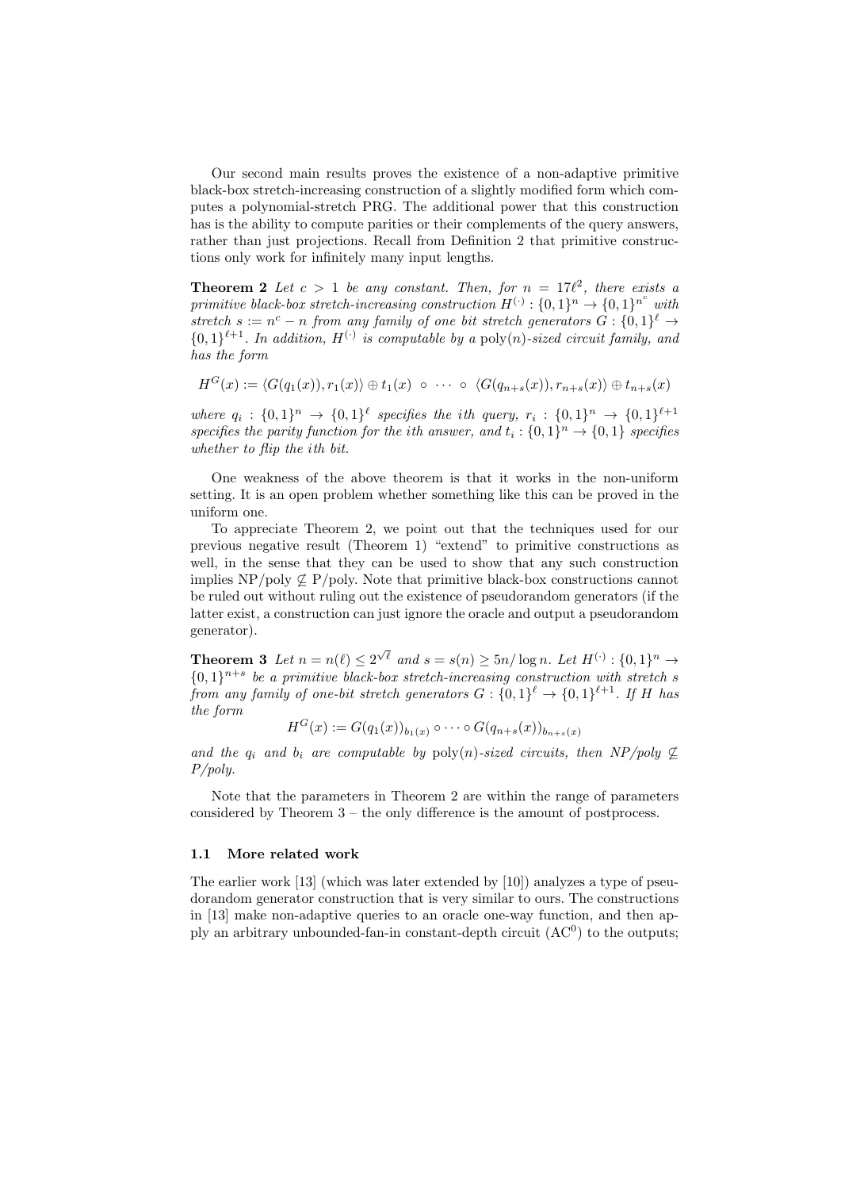Our second main results proves the existence of a non-adaptive primitive black-box stretch-increasing construction of a slightly modified form which computes a polynomial-stretch PRG. The additional power that this construction has is the ability to compute parities or their complements of the query answers, rather than just projections. Recall from Definition 2 that primitive constructions only work for infinitely many input lengths.

**Theorem 2** *Let $c > 1$ be any constant. Then, for $n = 17\ell^2$, there exists a primitive black-box stretch-increasing construction $H^{(\cdot)} : \{0,1\}^n \to \{0,1\}^{n^c}$ with stretch $s := n^c - n$ from any family of one bit stretch generators $G : \{0,1\}^\ell \to \{0,1\}^{\ell+1}$. In addition, $H^{(\cdot)}$ is computable by a $\mathrm{poly}(n)$-sized circuit family, and has the form*

$$H^G(x) := \langle G(q_1(x)), r_1(x)\rangle \oplus t_1(x) \;\circ\; \cdots \;\circ\; \langle G(q_{n+s}(x)), r_{n+s}(x)\rangle \oplus t_{n+s}(x)$$

*where $q_i : \{0,1\}^n \to \{0,1\}^\ell$ specifies the ith query, $r_i : \{0,1\}^n \to \{0,1\}^{\ell+1}$ specifies the parity function for the ith answer, and $t_i : \{0,1\}^n \to \{0,1\}$ specifies whether to flip the ith bit.*

One weakness of the above theorem is that it works in the non-uniform setting. It is an open problem whether something like this can be proved in the uniform one.

To appreciate Theorem 2, we point out that the techniques used for our previous negative result (Theorem 1) "extend" to primitive constructions as well, in the sense that they can be used to show that any such construction implies NP/poly $\not\subseteq$ P/poly. Note that primitive black-box constructions cannot be ruled out without ruling out the existence of pseudorandom generators (if the latter exist, a construction can just ignore the oracle and output a pseudorandom generator).

**Theorem 3** *Let $n = n(\ell) \leq 2^{\sqrt{\ell}}$ and $s = s(n) \geq 5n/\log n$. Let $H^{(\cdot)} : \{0,1\}^n \to \{0,1\}^{n+s}$ be a primitive black-box stretch-increasing construction with stretch $s$ from any family of one-bit stretch generators $G : \{0,1\}^\ell \to \{0,1\}^{\ell+1}$. If $H$ has the form*

$$H^G(x) := G(q_1(x))_{b_1(x)} \circ \cdots \circ G(q_{n+s}(x))_{b_{n+s}(x)}$$

*and the $q_i$ and $b_i$ are computable by $\mathrm{poly}(n)$-sized circuits, then NP/poly $\not\subseteq$ P/poly.*

Note that the parameters in Theorem 2 are within the range of parameters considered by Theorem 3 – the only difference is the amount of postprocess.

### 1.1 More related work

The earlier work [13] (which was later extended by [10]) analyzes a type of pseudorandom generator construction that is very similar to ours. The constructions in [13] make non-adaptive queries to an oracle one-way function, and then apply an arbitrary unbounded-fan-in constant-depth circuit (AC$^0$) to the outputs;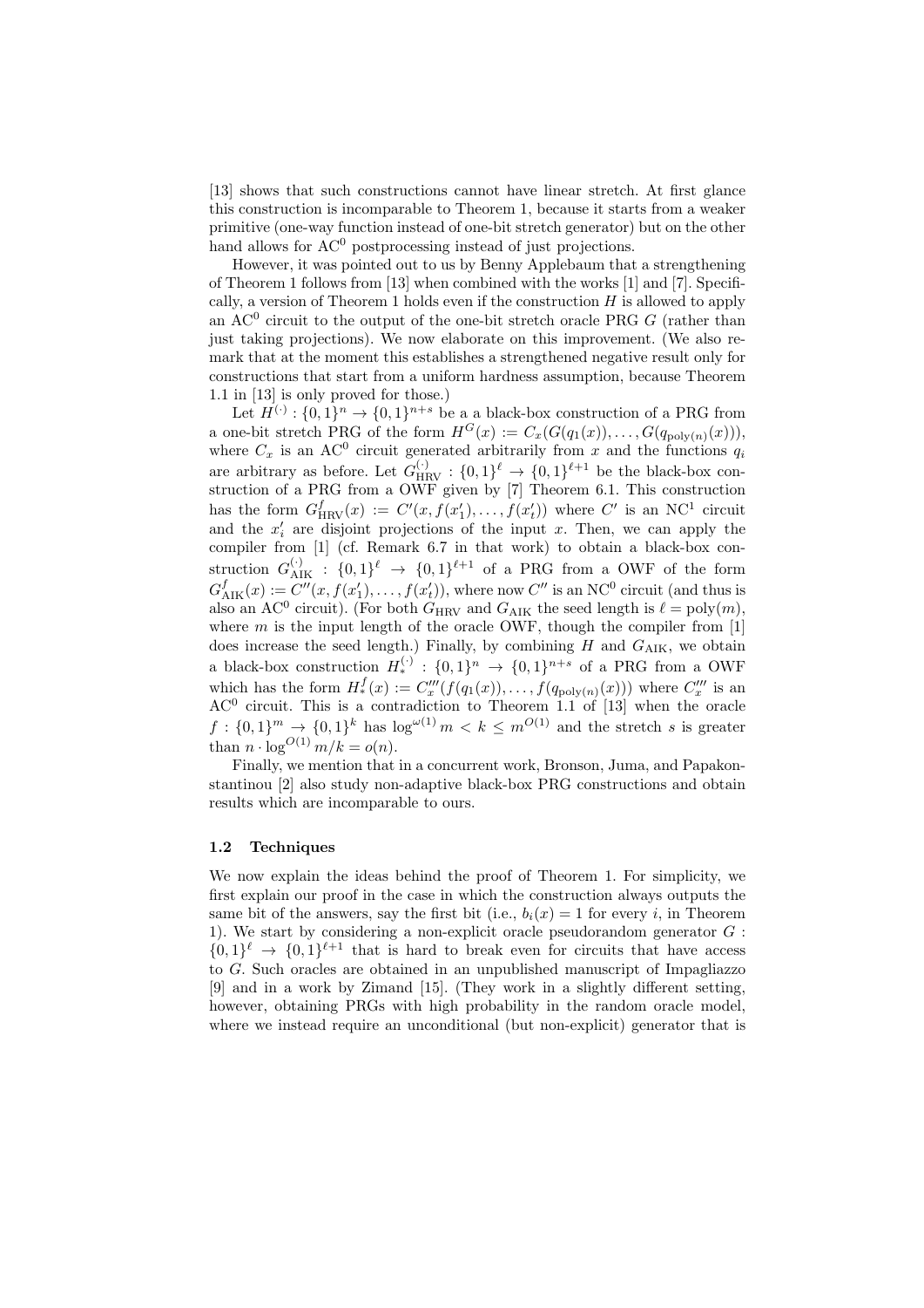[13] shows that such constructions cannot have linear stretch. At first glance this construction is incomparable to Theorem 1, because it starts from a weaker primitive (one-way function instead of one-bit stretch generator) but on the other hand allows for $\mathrm{AC}^0$ postprocessing instead of just projections.

However, it was pointed out to us by Benny Applebaum that a strengthening of Theorem 1 follows from [13] when combined with the works [1] and [7]. Specifically, a version of Theorem 1 holds even if the construction $H$ is allowed to apply an $\mathrm{AC}^0$ circuit to the output of the one-bit stretch oracle PRG $G$ (rather than just taking projections). We now elaborate on this improvement. (We also remark that at the moment this establishes a strengthened negative result only for constructions that start from a uniform hardness assumption, because Theorem 1.1 in [13] is only proved for those.)

Let $H^{(\cdot)} : \{0,1\}^n \to \{0,1\}^{n+s}$ be a a black-box construction of a PRG from a one-bit stretch PRG of the form $H^G(x) := C_x(G(q_1(x)), \ldots, G(q_{\mathrm{poly}(n)}(x)))$, where $C_x$ is an $\mathrm{AC}^0$ circuit generated arbitrarily from $x$ and the functions $q_i$ are arbitrary as before. Let $G^{(\cdot)}_{\mathrm{HRV}} : \{0,1\}^\ell \to \{0,1\}^{\ell+1}$ be the black-box construction of a PRG from a OWF given by [7] Theorem 6.1. This construction has the form $G^f_{\mathrm{HRV}}(x) := C'(x, f(x'_1), \ldots, f(x'_t))$ where $C'$ is an $\mathrm{NC}^1$ circuit and the $x'_i$ are disjoint projections of the input $x$. Then, we can apply the compiler from [1] (cf. Remark 6.7 in that work) to obtain a black-box construction $G^{(\cdot)}_{\mathrm{AIK}} : \{0,1\}^\ell \to \{0,1\}^{\ell+1}$ of a PRG from a OWF of the form $G^f_{\mathrm{AIK}}(x) := C''(x, f(x'_1), \ldots, f(x'_t))$, where now $C''$ is an $\mathrm{NC}^0$ circuit (and thus is also an $\mathrm{AC}^0$ circuit). (For both $G_{\mathrm{HRV}}$ and $G_{\mathrm{AIK}}$ the seed length is $\ell = \mathrm{poly}(m)$, where $m$ is the input length of the oracle OWF, though the compiler from [1] does increase the seed length.) Finally, by combining $H$ and $G_{\mathrm{AIK}}$, we obtain a black-box construction $H^{(\cdot)}_* : \{0,1\}^n \to \{0,1\}^{n+s}$ of a PRG from a OWF which has the form $H^f_*(x) := C'''_x(f(q_1(x)), \ldots, f(q_{\mathrm{poly}(n)}(x)))$ where $C'''_x$ is an $\mathrm{AC}^0$ circuit. This is a contradiction to Theorem 1.1 of [13] when the oracle $f : \{0,1\}^m \to \{0,1\}^k$ has $\log^{\omega(1)} m < k \le m^{O(1)}$ and the stretch $s$ is greater than $n \cdot \log^{O(1)} m/k = o(n)$.

Finally, we mention that in a concurrent work, Bronson, Juma, and Papakonstantinou [2] also study non-adaptive black-box PRG constructions and obtain results which are incomparable to ours.

### 1.2 Techniques

We now explain the ideas behind the proof of Theorem 1. For simplicity, we first explain our proof in the case in which the construction always outputs the same bit of the answers, say the first bit (i.e., $b_i(x) = 1$ for every $i$, in Theorem 1). We start by considering a non-explicit oracle pseudorandom generator $G : \{0,1\}^\ell \to \{0,1\}^{\ell+1}$ that is hard to break even for circuits that have access to $G$. Such oracles are obtained in an unpublished manuscript of Impagliazzo [9] and in a work by Zimand [15]. (They work in a slightly different setting, however, obtaining PRGs with high probability in the random oracle model, where we instead require an unconditional (but non-explicit) generator that is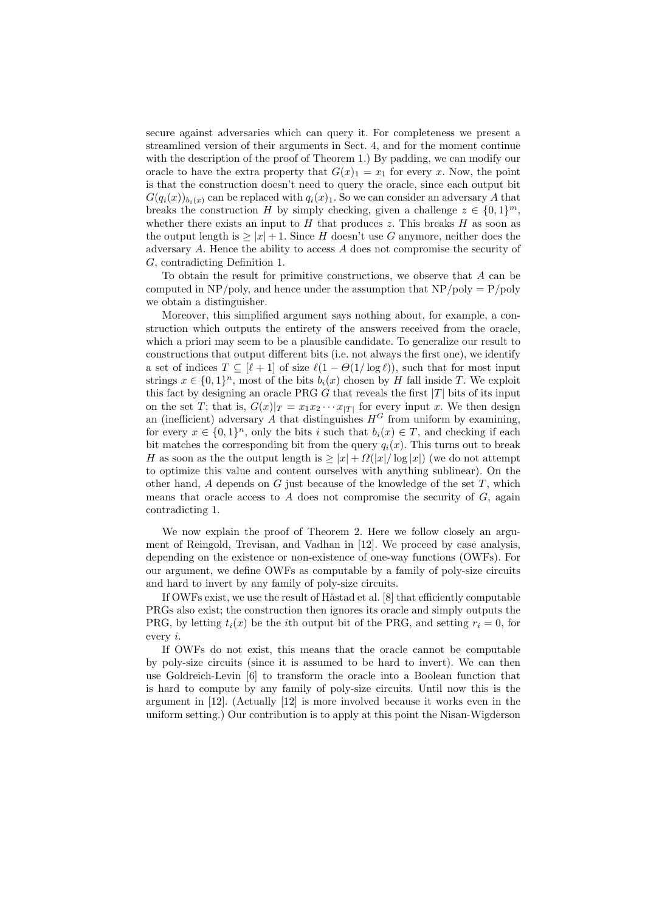secure against adversaries which can query it. For completeness we present a streamlined version of their arguments in Sect. 4, and for the moment continue with the description of the proof of Theorem 1.) By padding, we can modify our oracle to have the extra property that $G(x)_1 = x_1$ for every $x$. Now, the point is that the construction doesn't need to query the oracle, since each output bit $G(q_i(x))_{b_i(x)}$ can be replaced with $q_i(x)_1$. So we can consider an adversary $A$ that breaks the construction $H$ by simply checking, given a challenge $z \in \{0,1\}^m$, whether there exists an input to $H$ that produces $z$. This breaks $H$ as soon as the output length is $\geq |x|+1$. Since $H$ doesn't use $G$ anymore, neither does the adversary $A$. Hence the ability to access $A$ does not compromise the security of $G$, contradicting Definition 1.

To obtain the result for primitive constructions, we observe that $A$ can be computed in NP/poly, and hence under the assumption that NP/poly = P/poly we obtain a distinguisher.

Moreover, this simplified argument says nothing about, for example, a construction which outputs the entirety of the answers received from the oracle, which a priori may seem to be a plausible candidate. To generalize our result to constructions that output different bits (i.e. not always the first one), we identify a set of indices $T \subseteq [\ell+1]$ of size $\ell(1 - \Theta(1/\log \ell))$, such that for most input strings $x \in \{0,1\}^n$, most of the bits $b_i(x)$ chosen by $H$ fall inside $T$. We exploit this fact by designing an oracle PRG $G$ that reveals the first $|T|$ bits of its input on the set $T$; that is, $G(x)|_T = x_1 x_2 \cdots x_{|T|}$ for every input $x$. We then design an (inefficient) adversary $A$ that distinguishes $H^G$ from uniform by examining, for every $x \in \{0,1\}^n$, only the bits $i$ such that $b_i(x) \in T$, and checking if each bit matches the corresponding bit from the query $q_i(x)$. This turns out to break $H$ as soon as the the output length is $\geq |x| + \Omega(|x|/\log |x|)$ (we do not attempt to optimize this value and content ourselves with anything sublinear). On the other hand, $A$ depends on $G$ just because of the knowledge of the set $T$, which means that oracle access to $A$ does not compromise the security of $G$, again contradicting 1.

We now explain the proof of Theorem 2. Here we follow closely an argument of Reingold, Trevisan, and Vadhan in [12]. We proceed by case analysis, depending on the existence or non-existence of one-way functions (OWFs). For our argument, we define OWFs as computable by a family of poly-size circuits and hard to invert by any family of poly-size circuits.

If OWFs exist, we use the result of Håstad et al. [8] that efficiently computable PRGs also exist; the construction then ignores its oracle and simply outputs the PRG, by letting $t_i(x)$ be the $i$th output bit of the PRG, and setting $r_i = 0$, for every $i$.

If OWFs do not exist, this means that the oracle cannot be computable by poly-size circuits (since it is assumed to be hard to invert). We can then use Goldreich-Levin [6] to transform the oracle into a Boolean function that is hard to compute by any family of poly-size circuits. Until now this is the argument in [12]. (Actually [12] is more involved because it works even in the uniform setting.) Our contribution is to apply at this point the Nisan-Wigderson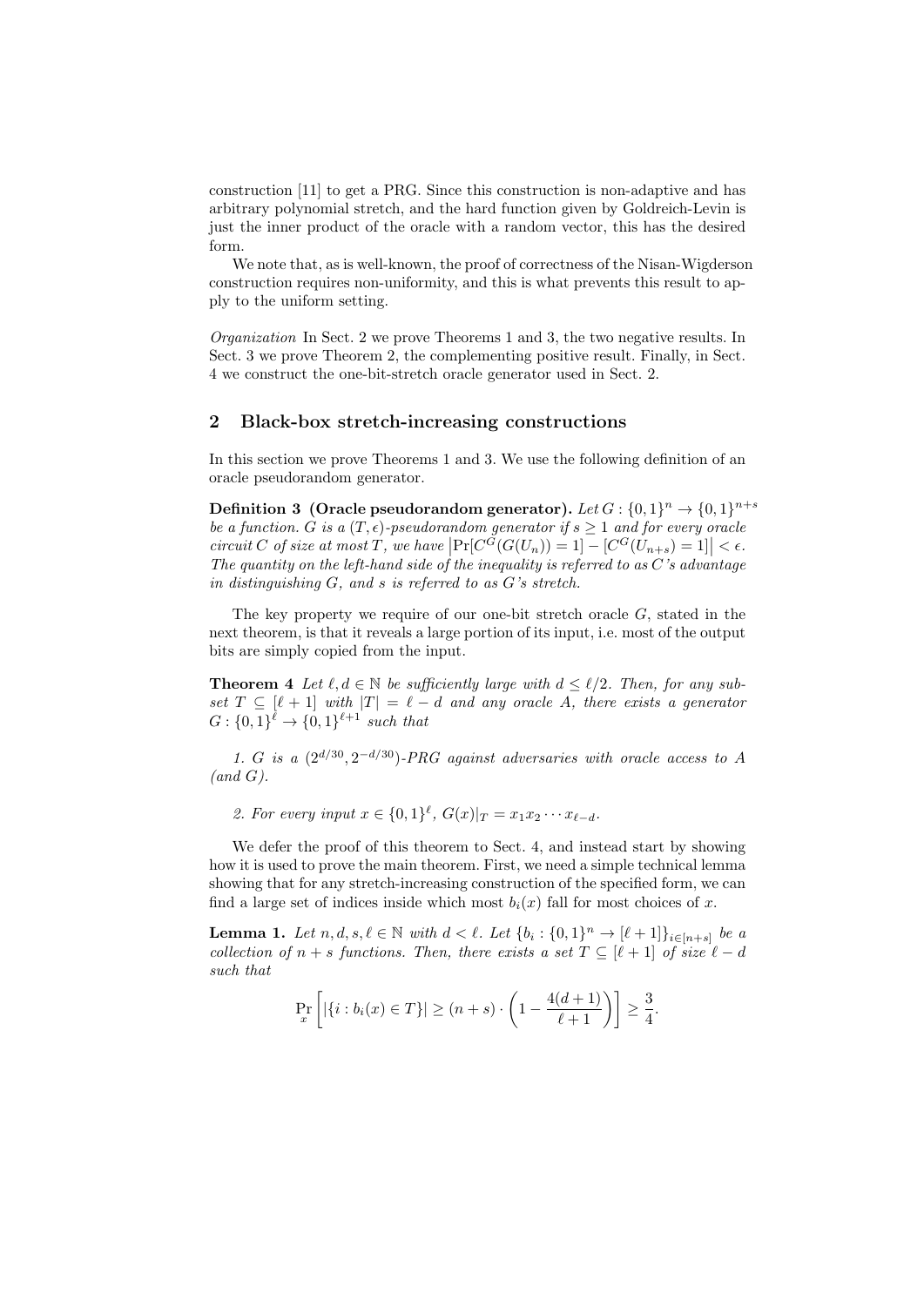construction [11] to get a PRG. Since this construction is non-adaptive and has arbitrary polynomial stretch, and the hard function given by Goldreich-Levin is just the inner product of the oracle with a random vector, this has the desired form.

We note that, as is well-known, the proof of correctness of the Nisan-Wigderson construction requires non-uniformity, and this is what prevents this result to apply to the uniform setting.

*Organization* In Sect. 2 we prove Theorems 1 and 3, the two negative results. In Sect. 3 we prove Theorem 2, the complementing positive result. Finally, in Sect. 4 we construct the one-bit-stretch oracle generator used in Sect. 2.

## 2 Black-box stretch-increasing constructions

In this section we prove Theorems 1 and 3. We use the following definition of an oracle pseudorandom generator.

**Definition 3 (Oracle pseudorandom generator).** *Let $G : \{0,1\}^n \to \{0,1\}^{n+s}$ be a function. $G$ is a $(T, \epsilon)$-pseudorandom generator if $s \geq 1$ and for every oracle circuit $C$ of size at most $T$, we have $\left|\Pr[C^G(G(U_n)) = 1] - [C^G(U_{n+s}) = 1]\right| < \epsilon$. The quantity on the left-hand side of the inequality is referred to as $C$'s advantage in distinguishing $G$, and $s$ is referred to as $G$'s stretch.*

The key property we require of our one-bit stretch oracle $G$, stated in the next theorem, is that it reveals a large portion of its input, i.e. most of the output bits are simply copied from the input.

**Theorem 4** *Let $\ell, d \in \mathbb{N}$ be sufficiently large with $d \leq \ell/2$. Then, for any subset $T \subseteq [\ell + 1]$ with $|T| = \ell - d$ and any oracle $A$, there exists a generator $G : \{0,1\}^\ell \to \{0,1\}^{\ell+1}$ such that*

*1. $G$ is a $(2^{d/30}, 2^{-d/30})$-PRG against adversaries with oracle access to $A$ (and $G$).*

*2. For every input $x \in \{0,1\}^\ell$, $G(x)|_T = x_1 x_2 \cdots x_{\ell-d}$.*

We defer the proof of this theorem to Sect. 4, and instead start by showing how it is used to prove the main theorem. First, we need a simple technical lemma showing that for any stretch-increasing construction of the specified form, we can find a large set of indices inside which most $b_i(x)$ fall for most choices of $x$.

**Lemma 1.** *Let $n, d, s, \ell \in \mathbb{N}$ with $d < \ell$. Let $\{b_i : \{0,1\}^n \to [\ell + 1]\}_{i \in [n+s]}$ be a collection of $n + s$ functions. Then, there exists a set $T \subseteq [\ell + 1]$ of size $\ell - d$ such that*

$$\Pr_x \left[ |\{i : b_i(x) \in T\}| \geq (n + s) \cdot \left(1 - \frac{4(d+1)}{\ell + 1}\right) \right] \geq \frac{3}{4}.$$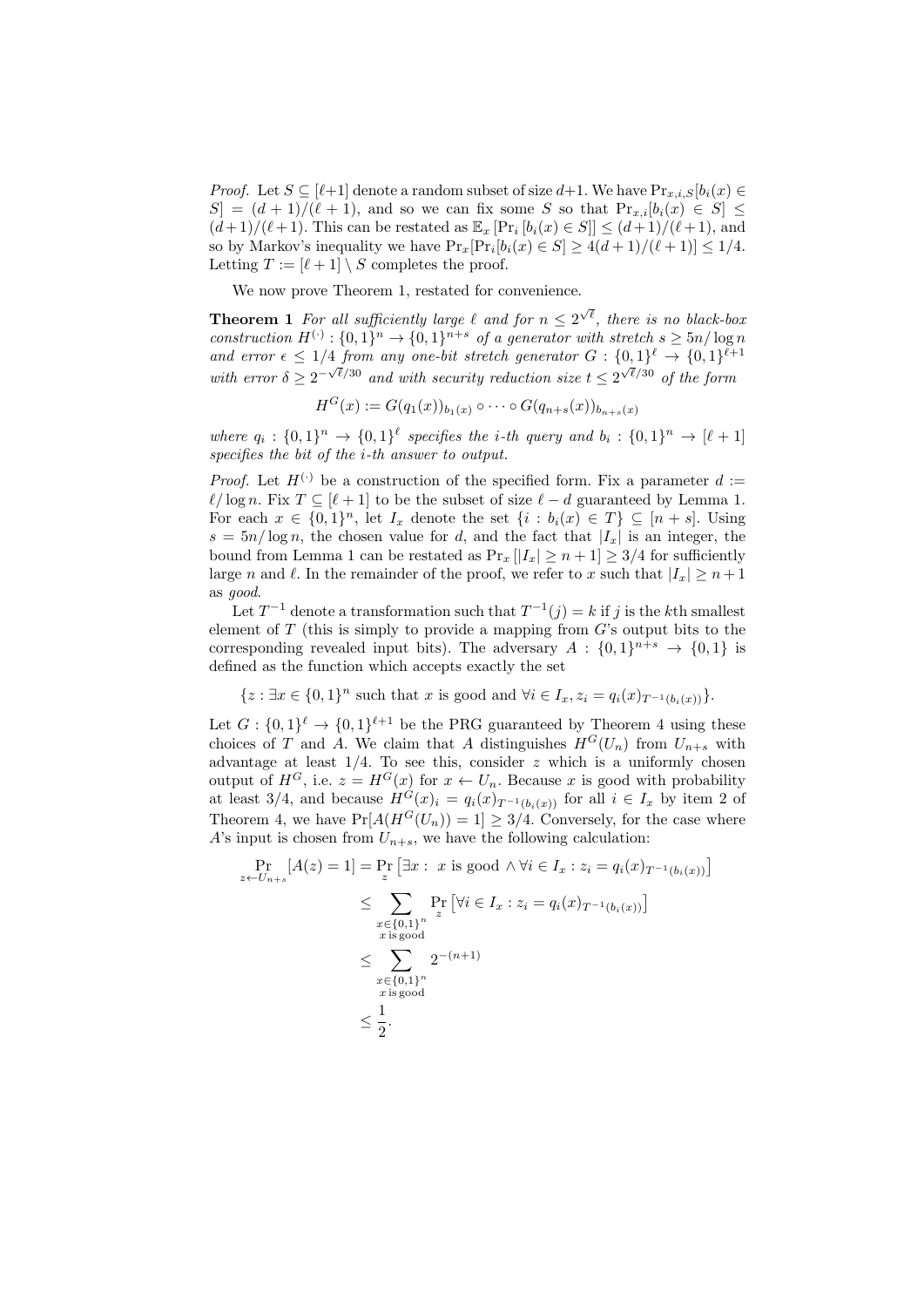*Proof.* Let $S \subseteq [\ell+1]$ denote a random subset of size $d+1$. We have $\Pr_{x,i,S}[b_i(x) \in S] = (d+1)/(\ell+1)$, and so we can fix some $S$ so that $\Pr_{x,i}[b_i(x) \in S] \leq (d+1)/(\ell+1)$. This can be restated as $\mathbb{E}_x[\Pr_i[b_i(x) \in S]] \leq (d+1)/(\ell+1)$, and so by Markov's inequality we have $\Pr_x[\Pr_i[b_i(x) \in S] \geq 4(d+1)/(\ell+1)] \leq 1/4$. Letting $T := [\ell+1] \setminus S$ completes the proof.

We now prove Theorem 1, restated for convenience.

**Theorem 1** *For all sufficiently large $\ell$ and for $n \leq 2^{\sqrt{\ell}}$, there is no black-box construction $H^{(\cdot)} : \{0,1\}^n \to \{0,1\}^{n+s}$ of a generator with stretch $s \geq 5n/\log n$ and error $\epsilon \leq 1/4$ from any one-bit stretch generator $G : \{0,1\}^\ell \to \{0,1\}^{\ell+1}$ with error $\delta \geq 2^{-\sqrt{\ell}/30}$ and with security reduction size $t \leq 2^{\sqrt{\ell}/30}$ of the form*

$$H^G(x) := G(q_1(x))_{b_1(x)} \circ \cdots \circ G(q_{n+s}(x))_{b_{n+s}(x)}$$

*where $q_i : \{0,1\}^n \to \{0,1\}^\ell$ specifies the $i$-th query and $b_i : \{0,1\}^n \to [\ell+1]$ specifies the bit of the $i$-th answer to output.*

*Proof.* Let $H^{(\cdot)}$ be a construction of the specified form. Fix a parameter $d := \ell/\log n$. Fix $T \subseteq [\ell+1]$ to be the subset of size $\ell - d$ guaranteed by Lemma 1. For each $x \in \{0,1\}^n$, let $I_x$ denote the set $\{i : b_i(x) \in T\} \subseteq [n+s]$. Using $s = 5n/\log n$, the chosen value for $d$, and the fact that $|I_x|$ is an integer, the bound from Lemma 1 can be restated as $\Pr_x[|I_x| \geq n+1] \geq 3/4$ for sufficiently large $n$ and $\ell$. In the remainder of the proof, we refer to $x$ such that $|I_x| \geq n+1$ as *good*.

Let $T^{-1}$ denote a transformation such that $T^{-1}(j) = k$ if $j$ is the $k$th smallest element of $T$ (this is simply to provide a mapping from $G$'s output bits to the corresponding revealed input bits). The adversary $A : \{0,1\}^{n+s} \to \{0,1\}$ is defined as the function which accepts exactly the set

$$\{z : \exists x \in \{0,1\}^n \text{ such that } x \text{ is good and } \forall i \in I_x, z_i = q_i(x)_{T^{-1}(b_i(x))}\}.$$

Let $G : \{0,1\}^\ell \to \{0,1\}^{\ell+1}$ be the PRG guaranteed by Theorem 4 using these choices of $T$ and $A$. We claim that $A$ distinguishes $H^G(U_n)$ from $U_{n+s}$ with advantage at least $1/4$. To see this, consider $z$ which is a uniformly chosen output of $H^G$, i.e. $z = H^G(x)$ for $x \leftarrow U_n$. Because $x$ is good with probability at least $3/4$, and because $H^G(x)_i = q_i(x)_{T^{-1}(b_i(x))}$ for all $i \in I_x$ by item 2 of Theorem 4, we have $\Pr[A(H^G(U_n)) = 1] \geq 3/4$. Conversely, for the case where $A$'s input is chosen from $U_{n+s}$, we have the following calculation:

$$\begin{aligned}
\Pr_{z \leftarrow U_{n+s}}[A(z) = 1] &= \Pr_z\left[\exists x : x \text{ is good} \wedge \forall i \in I_x : z_i = q_i(x)_{T^{-1}(b_i(x))}\right] \\
&\leq \sum_{\substack{x \in \{0,1\}^n \\ x \text{ is good}}} \Pr_z\left[\forall i \in I_x : z_i = q_i(x)_{T^{-1}(b_i(x))}\right] \\
&\leq \sum_{\substack{x \in \{0,1\}^n \\ x \text{ is good}}} 2^{-(n+1)} \\
&\leq \frac{1}{2}.
\end{aligned}$$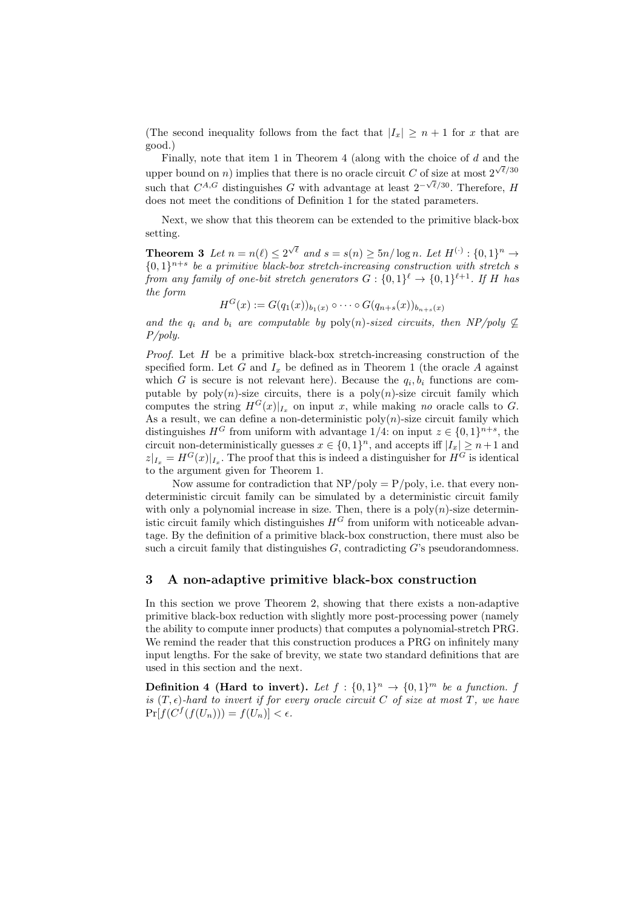(The second inequality follows from the fact that $|I_x| \geq n+1$ for $x$ that are good.)

Finally, note that item 1 in Theorem 4 (along with the choice of $d$ and the upper bound on $n$) implies that there is no oracle circuit $C$ of size at most $2^{\sqrt{\ell}/30}$ such that $C^{A,G}$ distinguishes $G$ with advantage at least $2^{-\sqrt{\ell}/30}$. Therefore, $H$ does not meet the conditions of Definition 1 for the stated parameters.

Next, we show that this theorem can be extended to the primitive black-box setting.

**Theorem 3** *Let $n = n(\ell) \leq 2^{\sqrt{\ell}}$ and $s = s(n) \geq 5n/\log n$. Let $H^{(\cdot)} : \{0,1\}^n \to \{0,1\}^{n+s}$ be a primitive black-box stretch-increasing construction with stretch $s$ from any family of one-bit stretch generators $G : \{0,1\}^\ell \to \{0,1\}^{\ell+1}$. If $H$ has the form*

$$H^G(x) := G(q_1(x))_{b_1(x)} \circ \cdots \circ G(q_{n+s}(x))_{b_{n+s}(x)}$$

*and the $q_i$ and $b_i$ are computable by $\mathrm{poly}(n)$-sized circuits, then NP/poly $\not\subseteq$ P/poly.*

*Proof.* Let $H$ be a primitive black-box stretch-increasing construction of the specified form. Let $G$ and $I_x$ be defined as in Theorem 1 (the oracle $A$ against which $G$ is secure is not relevant here). Because the $q_i, b_i$ functions are computable by $\mathrm{poly}(n)$-size circuits, there is a $\mathrm{poly}(n)$-size circuit family which computes the string $H^G(x)|_{I_x}$ on input $x$, while making *no* oracle calls to $G$. As a result, we can define a non-deterministic $\mathrm{poly}(n)$-size circuit family which distinguishes $H^G$ from uniform with advantage $1/4$: on input $z \in \{0,1\}^{n+s}$, the circuit non-deterministically guesses $x \in \{0,1\}^n$, and accepts iff $|I_x| \geq n+1$ and $z|_{I_x} = H^G(x)|_{I_x}$. The proof that this is indeed a distinguisher for $H^G$ is identical to the argument given for Theorem 1.

Now assume for contradiction that NP/poly = P/poly, i.e. that every non-deterministic circuit family can be simulated by a deterministic circuit family with only a polynomial increase in size. Then, there is a $\mathrm{poly}(n)$-size deterministic circuit family which distinguishes $H^G$ from uniform with noticeable advantage. By the definition of a primitive black-box construction, there must also be such a circuit family that distinguishes $G$, contradicting $G$'s pseudorandomness.

## 3 A non-adaptive primitive black-box construction

In this section we prove Theorem 2, showing that there exists a non-adaptive primitive black-box reduction with slightly more post-processing power (namely the ability to compute inner products) that computes a polynomial-stretch PRG. We remind the reader that this construction produces a PRG on infinitely many input lengths. For the sake of brevity, we state two standard definitions that are used in this section and the next.

**Definition 4 (Hard to invert).** *Let $f : \{0,1\}^n \to \{0,1\}^m$ be a function. $f$ is $(T, \epsilon)$-hard to invert if for every oracle circuit $C$ of size at most $T$, we have $\Pr[f(C^f(f(U_n))) = f(U_n)] < \epsilon$.*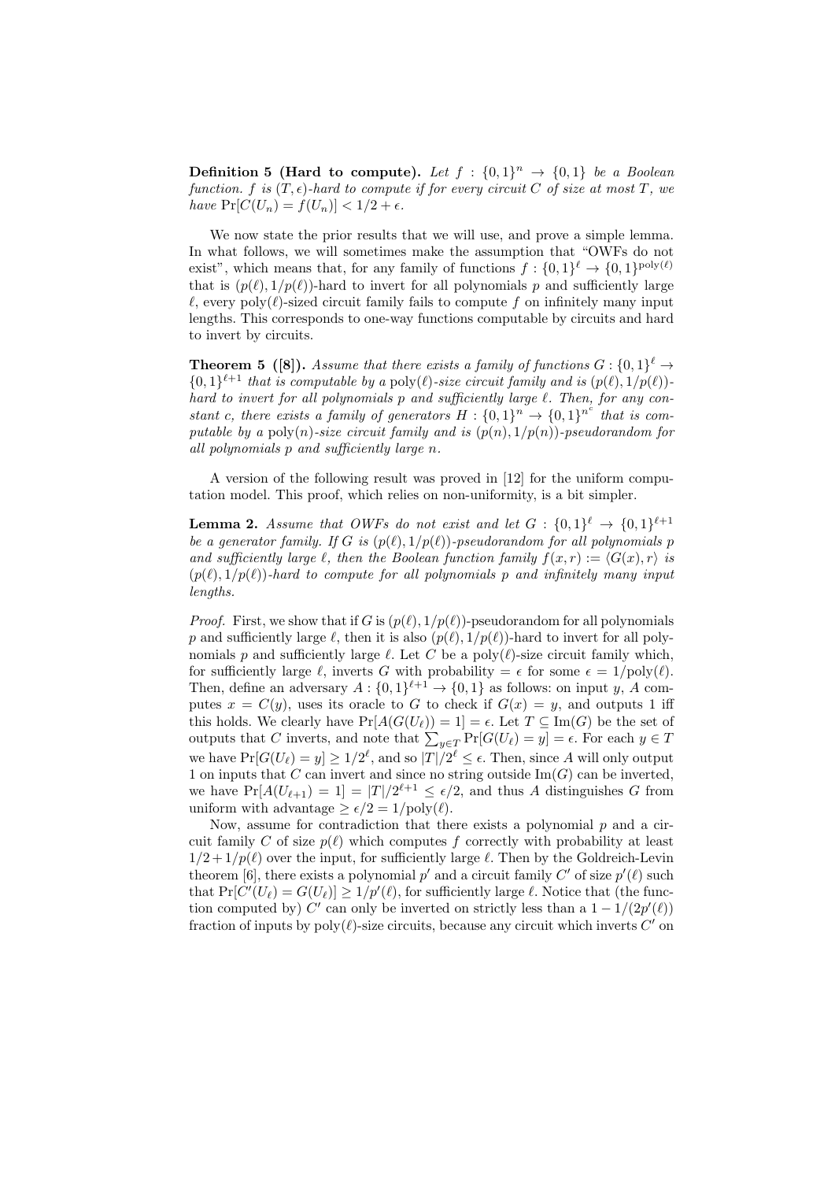**Definition 5 (Hard to compute).** *Let $f : \{0,1\}^n \to \{0,1\}$ be a Boolean function. $f$ is $(T, \epsilon)$-hard to compute if for every circuit $C$ of size at most $T$, we have $\Pr[C(U_n) = f(U_n)] < 1/2 + \epsilon$.*

We now state the prior results that we will use, and prove a simple lemma. In what follows, we will sometimes make the assumption that "OWFs do not exist", which means that, for any family of functions $f : \{0,1\}^\ell \to \{0,1\}^{\mathrm{poly}(\ell)}$ that is $(p(\ell), 1/p(\ell))$-hard to invert for all polynomials $p$ and sufficiently large $\ell$, every $\mathrm{poly}(\ell)$-sized circuit family fails to compute $f$ on infinitely many input lengths. This corresponds to one-way functions computable by circuits and hard to invert by circuits.

**Theorem 5 ([8]).** *Assume that there exists a family of functions $G : \{0,1\}^\ell \to \{0,1\}^{\ell+1}$ that is computable by a $\mathrm{poly}(\ell)$-size circuit family and is $(p(\ell), 1/p(\ell))$-hard to invert for all polynomials $p$ and sufficiently large $\ell$. Then, for any constant $c$, there exists a family of generators $H : \{0,1\}^n \to \{0,1\}^{n^c}$ that is computable by a $\mathrm{poly}(n)$-size circuit family and is $(p(n), 1/p(n))$-pseudorandom for all polynomials $p$ and sufficiently large $n$.*

A version of the following result was proved in [12] for the uniform computation model. This proof, which relies on non-uniformity, is a bit simpler.

**Lemma 2.** *Assume that OWFs do not exist and let $G : \{0,1\}^\ell \to \{0,1\}^{\ell+1}$ be a generator family. If $G$ is $(p(\ell), 1/p(\ell))$-pseudorandom for all polynomials $p$ and sufficiently large $\ell$, then the Boolean function family $f(x,r) := \langle G(x), r\rangle$ is $(p(\ell), 1/p(\ell))$-hard to compute for all polynomials $p$ and infinitely many input lengths.*

*Proof.* First, we show that if $G$ is $(p(\ell), 1/p(\ell))$-pseudorandom for all polynomials $p$ and sufficiently large $\ell$, then it is also $(p(\ell), 1/p(\ell))$-hard to invert for all polynomials $p$ and sufficiently large $\ell$. Let $C$ be a $\mathrm{poly}(\ell)$-size circuit family which, for sufficiently large $\ell$, inverts $G$ with probability $= \epsilon$ for some $\epsilon = 1/\mathrm{poly}(\ell)$. Then, define an adversary $A : \{0,1\}^{\ell+1} \to \{0,1\}$ as follows: on input $y$, $A$ computes $x = C(y)$, uses its oracle to $G$ to check if $G(x) = y$, and outputs 1 iff this holds. We clearly have $\Pr[A(G(U_\ell)) = 1] = \epsilon$. Let $T \subseteq \mathrm{Im}(G)$ be the set of outputs that $C$ inverts, and note that $\sum_{y\in T} \Pr[G(U_\ell) = y] = \epsilon$. For each $y \in T$ we have $\Pr[G(U_\ell) = y] \geq 1/2^\ell$, and so $|T|/2^\ell \leq \epsilon$. Then, since $A$ will only output 1 on inputs that $C$ can invert and since no string outside $\mathrm{Im}(G)$ can be inverted, we have $\Pr[A(U_{\ell+1}) = 1] = |T|/2^{\ell+1} \leq \epsilon/2$, and thus $A$ distinguishes $G$ from uniform with advantage $\geq \epsilon/2 = 1/\mathrm{poly}(\ell)$.

Now, assume for contradiction that there exists a polynomial $p$ and a circuit family $C$ of size $p(\ell)$ which computes $f$ correctly with probability at least $1/2 + 1/p(\ell)$ over the input, for sufficiently large $\ell$. Then by the Goldreich-Levin theorem [6], there exists a polynomial $p'$ and a circuit family $C'$ of size $p'(\ell)$ such that $\Pr[C'(U_\ell) = G(U_\ell)] \geq 1/p'(\ell)$, for sufficiently large $\ell$. Notice that (the function computed by) $C'$ can only be inverted on strictly less than a $1 - 1/(2p'(\ell))$ fraction of inputs by $\mathrm{poly}(\ell)$-size circuits, because any circuit which inverts $C'$ on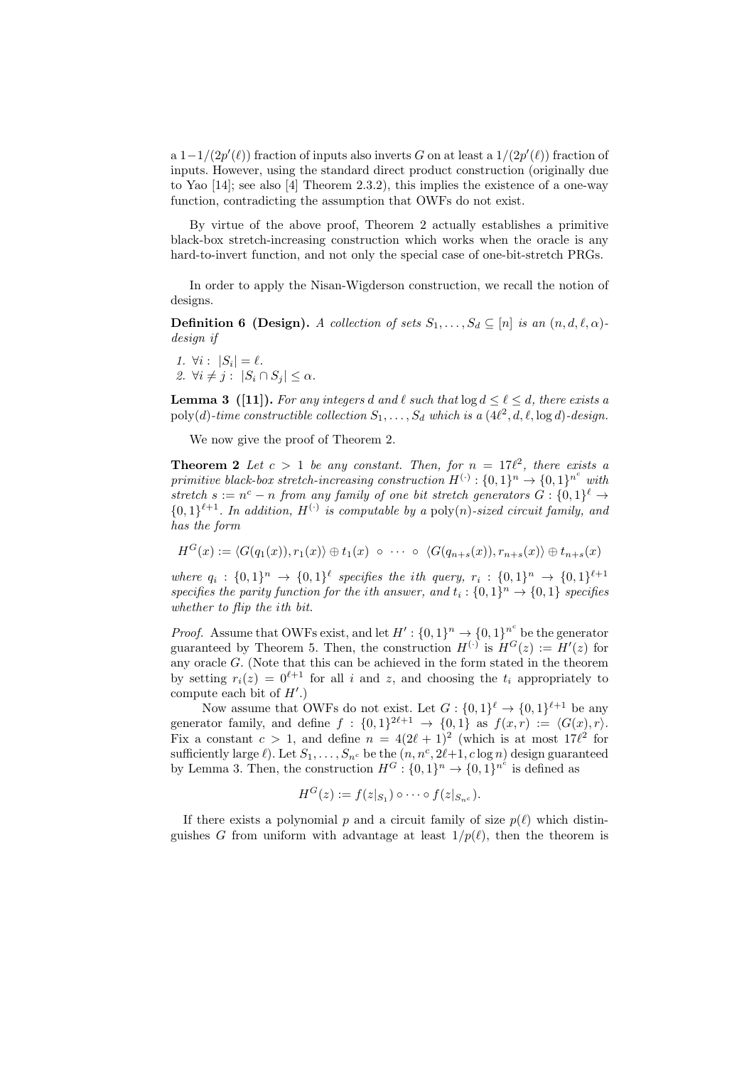a $1-1/(2p'(\ell))$ fraction of inputs also inverts $G$ on at least a $1/(2p'(\ell))$ fraction of inputs. However, using the standard direct product construction (originally due to Yao [14]; see also [4] Theorem 2.3.2), this implies the existence of a one-way function, contradicting the assumption that OWFs do not exist.

By virtue of the above proof, Theorem 2 actually establishes a primitive black-box stretch-increasing construction which works when the oracle is any hard-to-invert function, and not only the special case of one-bit-stretch PRGs.

In order to apply the Nisan-Wigderson construction, we recall the notion of designs.

**Definition 6 (Design).** *A collection of sets $S_1, \ldots, S_d \subseteq [n]$ is an $(n, d, \ell, \alpha)$-design if*

1. $\forall i : \; |S_i| = \ell$.
2. $\forall i \neq j : \; |S_i \cap S_j| \leq \alpha$.

**Lemma 3 ([11]).** *For any integers $d$ and $\ell$ such that $\log d \leq \ell \leq d$, there exists a $\mathrm{poly}(d)$-time constructible collection $S_1, \ldots, S_d$ which is a $(4\ell^2, d, \ell, \log d)$-design.*

We now give the proof of Theorem 2.

**Theorem 2** *Let $c > 1$ be any constant. Then, for $n = 17\ell^2$, there exists a primitive black-box stretch-increasing construction $H^{(\cdot)} : \{0,1\}^n \to \{0,1\}^{n^c}$ with stretch $s := n^c - n$ from any family of one bit stretch generators $G : \{0,1\}^\ell \to \{0,1\}^{\ell+1}$. In addition, $H^{(\cdot)}$ is computable by a $\mathrm{poly}(n)$-sized circuit family, and has the form*

$$H^G(x) := \langle G(q_1(x)), r_1(x)\rangle \oplus t_1(x) \;\circ\; \cdots \;\circ\; \langle G(q_{n+s}(x)), r_{n+s}(x)\rangle \oplus t_{n+s}(x)$$

*where $q_i : \{0,1\}^n \to \{0,1\}^\ell$ specifies the ith query, $r_i : \{0,1\}^n \to \{0,1\}^{\ell+1}$ specifies the parity function for the ith answer, and $t_i : \{0,1\}^n \to \{0,1\}$ specifies whether to flip the ith bit.*

*Proof.* Assume that OWFs exist, and let $H' : \{0,1\}^n \to \{0,1\}^{n^c}$ be the generator guaranteed by Theorem 5. Then, the construction $H^{(\cdot)}$ is $H^G(z) := H'(z)$ for any oracle $G$. (Note that this can be achieved in the form stated in the theorem by setting $r_i(z) = 0^{\ell+1}$ for all $i$ and $z$, and choosing the $t_i$ appropriately to compute each bit of $H'$.)

Now assume that OWFs do not exist. Let $G : \{0,1\}^\ell \to \{0,1\}^{\ell+1}$ be any generator family, and define $f : \{0,1\}^{2\ell+1} \to \{0,1\}$ as $f(x, r) := \langle G(x), r\rangle$. Fix a constant $c > 1$, and define $n = 4(2\ell+1)^2$ (which is at most $17\ell^2$ for sufficiently large $\ell$). Let $S_1, \ldots, S_{n^c}$ be the $(n, n^c, 2\ell+1, c\log n)$ design guaranteed by Lemma 3. Then, the construction $H^G : \{0,1\}^n \to \{0,1\}^{n^c}$ is defined as

$$H^G(z) := f(z|_{S_1}) \circ \cdots \circ f(z|_{S_{n^c}}).$$

If there exists a polynomial $p$ and a circuit family of size $p(\ell)$ which distinguishes $G$ from uniform with advantage at least $1/p(\ell)$, then the theorem is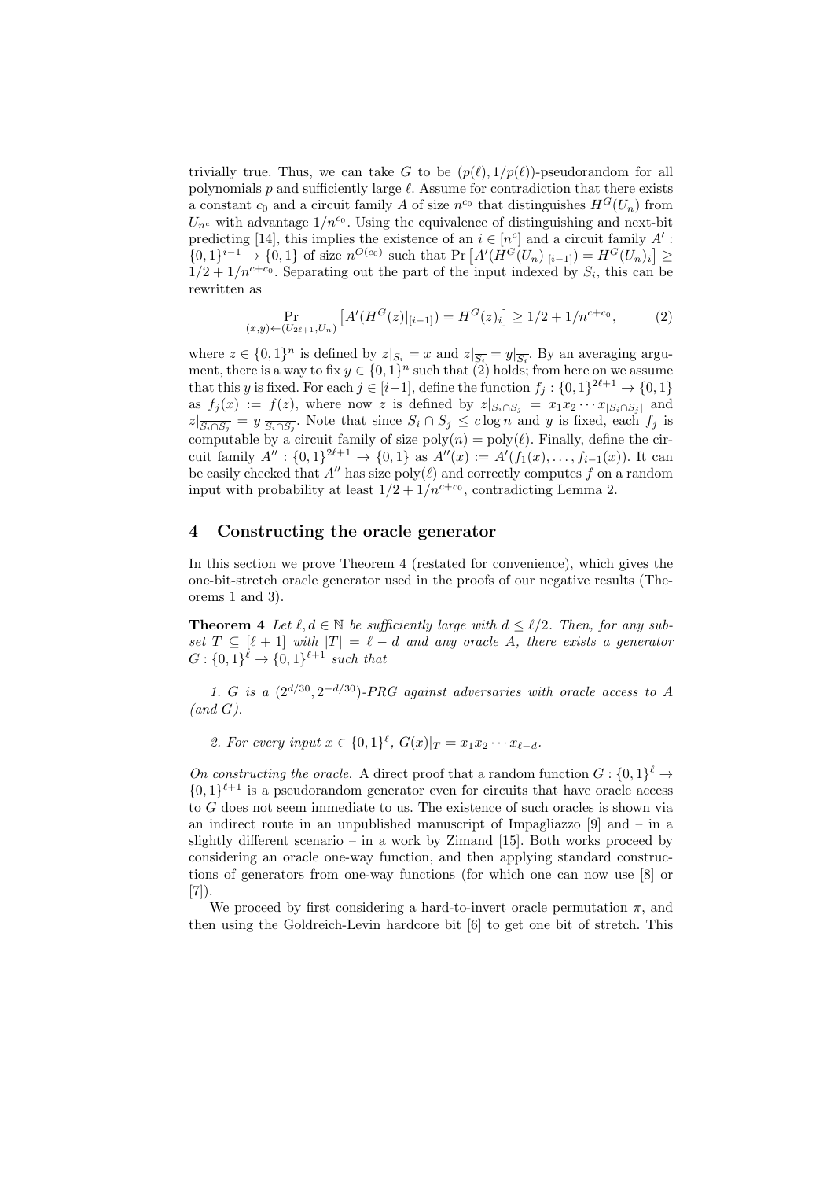trivially true. Thus, we can take $G$ to be $(p(\ell), 1/p(\ell))$-pseudorandom for all polynomials $p$ and sufficiently large $\ell$. Assume for contradiction that there exists a constant $c_0$ and a circuit family $A$ of size $n^{c_0}$ that distinguishes $H^G(U_n)$ from $U_{n^c}$ with advantage $1/n^{c_0}$. Using the equivalence of distinguishing and next-bit predicting [14], this implies the existence of an $i \in [n^c]$ and a circuit family $A' : \{0,1\}^{i-1} \to \{0,1\}$ of size $n^{O(c_0)}$ such that $\Pr\left[A'(H^G(U_n)|_{[i-1]}) = H^G(U_n)_i\right] \geq 1/2 + 1/n^{c+c_0}$. Separating out the part of the input indexed by $S_i$, this can be rewritten as

$$\Pr_{(x,y)\leftarrow(U_{2\ell+1},U_n)}\left[A'(H^G(z)|_{[i-1]}) = H^G(z)_i\right] \geq 1/2 + 1/n^{c+c_0}, \tag{2}$$

where $z \in \{0,1\}^n$ is defined by $z|_{S_i} = x$ and $z|_{\overline{S_i}} = y|_{\overline{S_i}}$. By an averaging argument, there is a way to fix $y \in \{0,1\}^n$ such that (2) holds; from here on we assume that this $y$ is fixed. For each $j \in [i-1]$, define the function $f_j : \{0,1\}^{2\ell+1} \to \{0,1\}$ as $f_j(x) := f(z)$, where now $z$ is defined by $z|_{S_i \cap S_j} = x_1 x_2 \cdots x_{|S_i \cap S_j|}$ and $z|_{\overline{S_i \cap S_j}} = y|_{\overline{S_i \cap S_j}}$. Note that since $S_i \cap S_j \leq c \log n$ and $y$ is fixed, each $f_j$ is computable by a circuit family of size $\mathrm{poly}(n) = \mathrm{poly}(\ell)$. Finally, define the circuit family $A'' : \{0,1\}^{2\ell+1} \to \{0,1\}$ as $A''(x) := A'(f_1(x), \ldots, f_{i-1}(x))$. It can be easily checked that $A''$ has size $\mathrm{poly}(\ell)$ and correctly computes $f$ on a random input with probability at least $1/2 + 1/n^{c+c_0}$, contradicting Lemma 2.

## 4 Constructing the oracle generator

In this section we prove Theorem 4 (restated for convenience), which gives the one-bit-stretch oracle generator used in the proofs of our negative results (Theorems 1 and 3).

**Theorem 4** *Let $\ell, d \in \mathbb{N}$ be sufficiently large with $d \leq \ell/2$. Then, for any subset $T \subseteq [\ell+1]$ with $|T| = \ell - d$ and any oracle $A$, there exists a generator $G : \{0,1\}^\ell \to \{0,1\}^{\ell+1}$ such that*

*1. $G$ is a $(2^{d/30}, 2^{-d/30})$-PRG against adversaries with oracle access to $A$ (and $G$).*

*2. For every input $x \in \{0,1\}^\ell$, $G(x)|_T = x_1 x_2 \cdots x_{\ell-d}$.*

*On constructing the oracle.* A direct proof that a random function $G : \{0,1\}^\ell \to \{0,1\}^{\ell+1}$ is a pseudorandom generator even for circuits that have oracle access to $G$ does not seem immediate to us. The existence of such oracles is shown via an indirect route in an unpublished manuscript of Impagliazzo [9] and – in a slightly different scenario – in a work by Zimand [15]. Both works proceed by considering an oracle one-way function, and then applying standard constructions of generators from one-way functions (for which one can now use [8] or [7]).

We proceed by first considering a hard-to-invert oracle permutation $\pi$, and then using the Goldreich-Levin hardcore bit [6] to get one bit of stretch. This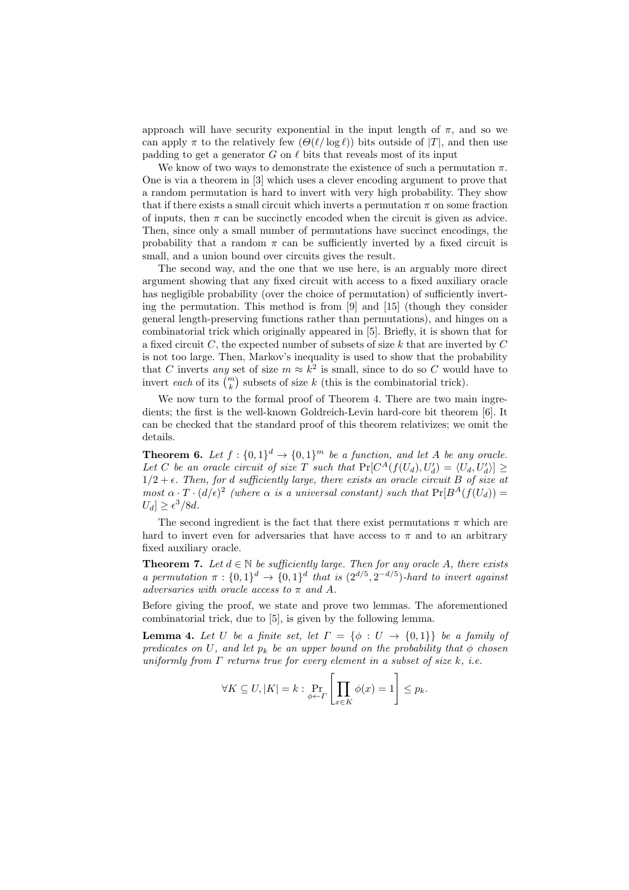approach will have security exponential in the input length of $\pi$, and so we can apply $\pi$ to the relatively few ($\Theta(\ell/\log \ell)$) bits outside of $|T|$, and then use padding to get a generator $G$ on $\ell$ bits that reveals most of its input

We know of two ways to demonstrate the existence of such a permutation $\pi$. One is via a theorem in [3] which uses a clever encoding argument to prove that a random permutation is hard to invert with very high probability. They show that if there exists a small circuit which inverts a permutation $\pi$ on some fraction of inputs, then $\pi$ can be succinctly encoded when the circuit is given as advice. Then, since only a small number of permutations have succinct encodings, the probability that a random $\pi$ can be sufficiently inverted by a fixed circuit is small, and a union bound over circuits gives the result.

The second way, and the one that we use here, is an arguably more direct argument showing that any fixed circuit with access to a fixed auxiliary oracle has negligible probability (over the choice of permutation) of sufficiently inverting the permutation. This method is from [9] and [15] (though they consider general length-preserving functions rather than permutations), and hinges on a combinatorial trick which originally appeared in [5]. Briefly, it is shown that for a fixed circuit $C$, the expected number of subsets of size $k$ that are inverted by $C$ is not too large. Then, Markov's inequality is used to show that the probability that $C$ inverts *any* set of size $m \approx k^2$ is small, since to do so $C$ would have to invert *each* of its $\binom{m}{k}$ subsets of size $k$ (this is the combinatorial trick).

We now turn to the formal proof of Theorem 4. There are two main ingredients; the first is the well-known Goldreich-Levin hard-core bit theorem [6]. It can be checked that the standard proof of this theorem relativizes; we omit the details.

**Theorem 6.** *Let $f : \{0,1\}^d \to \{0,1\}^m$ be a function, and let $A$ be any oracle. Let $C$ be an oracle circuit of size $T$ such that $\Pr[C^A(f(U_d), U'_d) = \langle U_d, U'_d\rangle] \geq 1/2 + \epsilon$. Then, for $d$ sufficiently large, there exists an oracle circuit $B$ of size at most $\alpha \cdot T \cdot (d/\epsilon)^2$ (where $\alpha$ is a universal constant) such that $\Pr[B^A(f(U_d)) = U_d] \geq \epsilon^3/8d$.*

The second ingredient is the fact that there exist permutations $\pi$ which are hard to invert even for adversaries that have access to $\pi$ and to an arbitrary fixed auxiliary oracle.

**Theorem 7.** *Let $d \in \mathbb{N}$ be sufficiently large. Then for any oracle $A$, there exists a permutation $\pi : \{0,1\}^d \to \{0,1\}^d$ that is $(2^{d/5}, 2^{-d/5})$-hard to invert against adversaries with oracle access to $\pi$ and $A$.*

Before giving the proof, we state and prove two lemmas. The aforementioned combinatorial trick, due to [5], is given by the following lemma.

**Lemma 4.** *Let $U$ be a finite set, let $\Gamma = \{\phi : U \to \{0,1\}\}$ be a family of predicates on $U$, and let $p_k$ be an upper bound on the probability that $\phi$ chosen uniformly from $\Gamma$ returns true for every element in a subset of size $k$, i.e.*

$$\forall K \subseteq U, |K| = k : \Pr_{\phi \leftarrow \Gamma}\left[\prod_{x \in K} \phi(x) = 1\right] \leq p_k.$$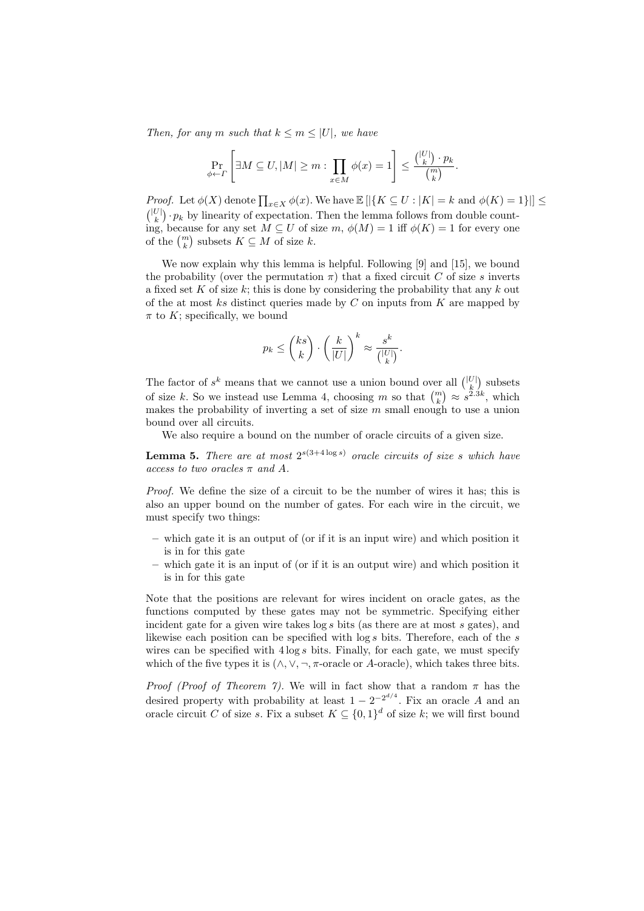*Then, for any $m$ such that $k \le m \le |U|$, we have*

$$\Pr_{\phi \leftarrow \Gamma}\left[\exists M \subseteq U, |M| \ge m : \prod_{x \in M} \phi(x) = 1\right] \le \frac{\binom{|U|}{k} \cdot p_k}{\binom{m}{k}}.$$

*Proof.* Let $\phi(X)$ denote $\prod_{x \in X} \phi(x)$. We have $\mathbb{E}\left[|\{K \subseteq U : |K| = k \text{ and } \phi(K) = 1\}|\right] \le \binom{|U|}{k} \cdot p_k$ by linearity of expectation. Then the lemma follows from double counting, because for any set $M \subseteq U$ of size $m$, $\phi(M) = 1$ iff $\phi(K) = 1$ for every one of the $\binom{m}{k}$ subsets $K \subseteq M$ of size $k$.

We now explain why this lemma is helpful. Following [9] and [15], we bound the probability (over the permutation $\pi$) that a fixed circuit $C$ of size $s$ inverts a fixed set $K$ of size $k$; this is done by considering the probability that any $k$ out of the at most $ks$ distinct queries made by $C$ on inputs from $K$ are mapped by $\pi$ to $K$; specifically, we bound

$$p_k \le \binom{ks}{k} \cdot \left(\frac{k}{|U|}\right)^k \approx \frac{s^k}{\binom{|U|}{k}}.$$

The factor of $s^k$ means that we cannot use a union bound over all $\binom{|U|}{k}$ subsets of size $k$. So we instead use Lemma 4, choosing $m$ so that $\binom{m}{k} \approx s^{2.3k}$, which makes the probability of inverting a set of size $m$ small enough to use a union bound over all circuits.

We also require a bound on the number of oracle circuits of a given size.

**Lemma 5.** *There are at most $2^{s(3+4\log s)}$ oracle circuits of size $s$ which have access to two oracles $\pi$ and $A$.*

*Proof.* We define the size of a circuit to be the number of wires it has; this is also an upper bound on the number of gates. For each wire in the circuit, we must specify two things:

- which gate it is an output of (or if it is an input wire) and which position it is in for this gate
- which gate it is an input of (or if it is an output wire) and which position it is in for this gate

Note that the positions are relevant for wires incident on oracle gates, as the functions computed by these gates may not be symmetric. Specifying either incident gate for a given wire takes $\log s$ bits (as there are at most $s$ gates), and likewise each position can be specified with $\log s$ bits. Therefore, each of the $s$ wires can be specified with $4 \log s$ bits. Finally, for each gate, we must specify which of the five types it is ($\wedge, \vee, \neg$, $\pi$-oracle or $A$-oracle), which takes three bits.

*Proof (Proof of Theorem 7).* We will in fact show that a random $\pi$ has the desired property with probability at least $1 - 2^{-2^{d/4}}$. Fix an oracle $A$ and an oracle circuit $C$ of size $s$. Fix a subset $K \subseteq \{0,1\}^d$ of size $k$; we will first bound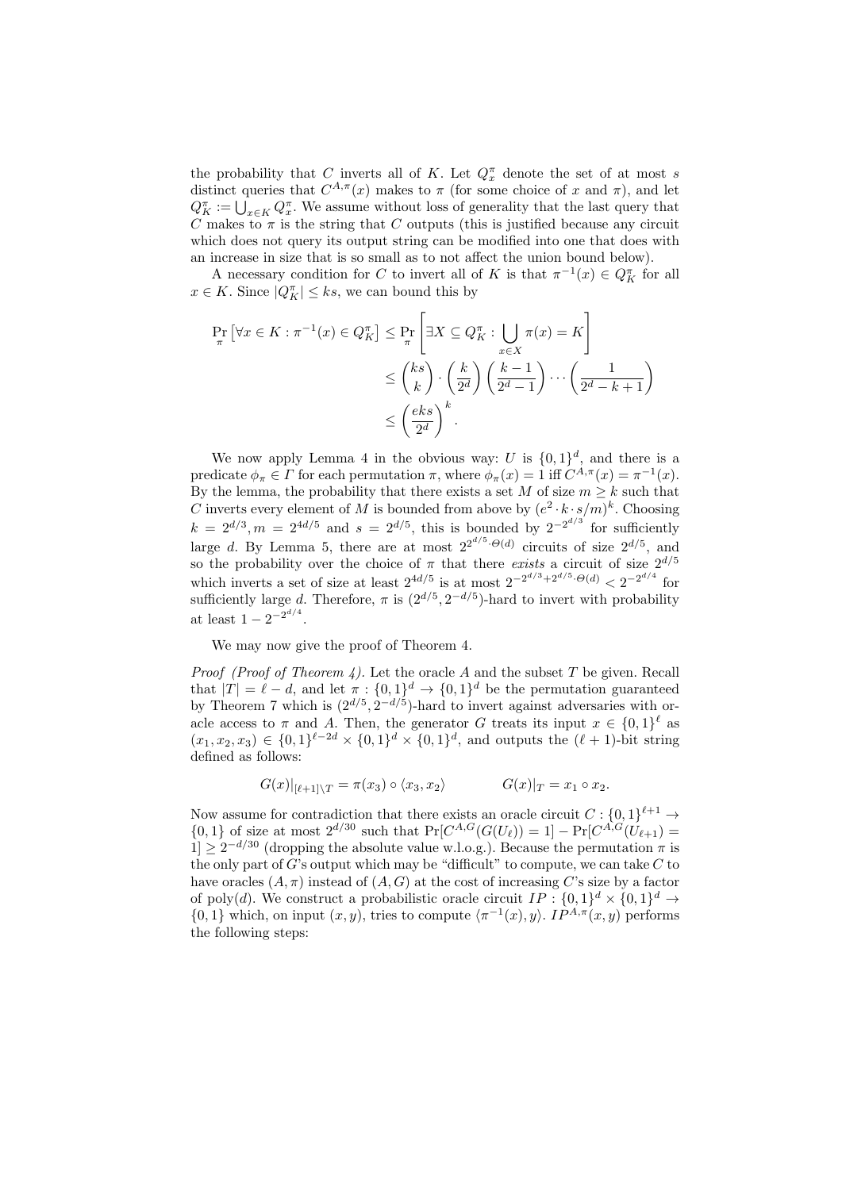the probability that $C$ inverts all of $K$. Let $Q_x^\pi$ denote the set of at most $s$ distinct queries that $C^{A,\pi}(x)$ makes to $\pi$ (for some choice of $x$ and $\pi$), and let $Q_K^\pi := \bigcup_{x \in K} Q_x^\pi$. We assume without loss of generality that the last query that $C$ makes to $\pi$ is the string that $C$ outputs (this is justified because any circuit which does not query its output string can be modified into one that does with an increase in size that is so small as to not affect the union bound below).

A necessary condition for $C$ to invert all of $K$ is that $\pi^{-1}(x) \in Q_K^\pi$ for all $x \in K$. Since $|Q_K^\pi| \leq ks$, we can bound this by

$$
\begin{aligned}
\Pr_\pi\left[\forall x \in K : \pi^{-1}(x) \in Q_K^\pi\right] &\leq \Pr_\pi\left[\exists X \subseteq Q_K^\pi : \bigcup_{x \in X} \pi(x) = K\right] \\
&\leq \binom{ks}{k} \cdot \left(\frac{k}{2^d}\right)\left(\frac{k-1}{2^d-1}\right) \cdots \left(\frac{1}{2^d-k+1}\right) \\
&\leq \left(\frac{eks}{2^d}\right)^k .
\end{aligned}
$$

We now apply Lemma 4 in the obvious way: $U$ is $\{0,1\}^d$, and there is a predicate $\phi_\pi \in \Gamma$ for each permutation $\pi$, where $\phi_\pi(x) = 1$ iff $C^{A,\pi}(x) = \pi^{-1}(x)$. By the lemma, the probability that there exists a set $M$ of size $m \geq k$ such that $C$ inverts every element of $M$ is bounded from above by $(e^2 \cdot k \cdot s/m)^k$. Choosing $k = 2^{d/3}, m = 2^{4d/5}$ and $s = 2^{d/5}$, this is bounded by $2^{-2^{d/3}}$ for sufficiently large $d$. By Lemma 5, there are at most $2^{2^{d/5} \cdot \Theta(d)}$ circuits of size $2^{d/5}$, and so the probability over the choice of $\pi$ that there *exists* a circuit of size $2^{d/5}$ which inverts a set of size at least $2^{4d/5}$ is at most $2^{-2^{d/3} + 2^{d/5} \cdot \Theta(d)} < 2^{-2^{d/4}}$ for sufficiently large $d$. Therefore, $\pi$ is $(2^{d/5}, 2^{-d/5})$-hard to invert with probability at least $1 - 2^{-2^{d/4}}$.

We may now give the proof of Theorem 4.

*Proof (Proof of Theorem 4).* Let the oracle $A$ and the subset $T$ be given. Recall that $|T| = \ell - d$, and let $\pi : \{0,1\}^d \to \{0,1\}^d$ be the permutation guaranteed by Theorem 7 which is $(2^{d/5}, 2^{-d/5})$-hard to invert against adversaries with oracle access to $\pi$ and $A$. Then, the generator $G$ treats its input $x \in \{0,1\}^\ell$ as $(x_1, x_2, x_3) \in \{0,1\}^{\ell-2d} \times \{0,1\}^d \times \{0,1\}^d$, and outputs the $(\ell+1)$-bit string defined as follows:

$$
G(x)|_{[\ell+1] \setminus T} = \pi(x_3) \circ \langle x_3, x_2 \rangle \qquad\qquad G(x)|_T = x_1 \circ x_2 .
$$

Now assume for contradiction that there exists an oracle circuit $C : \{0,1\}^{\ell+1} \to \{0,1\}$ of size at most $2^{d/30}$ such that $\Pr[C^{A,G}(G(U_\ell)) = 1] - \Pr[C^{A,G}(U_{\ell+1}) = 1] \geq 2^{-d/30}$ (dropping the absolute value w.l.o.g.). Because the permutation $\pi$ is the only part of $G$'s output which may be "difficult" to compute, we can take $C$ to have oracles $(A, \pi)$ instead of $(A, G)$ at the cost of increasing $C$'s size by a factor of poly$(d)$. We construct a probabilistic oracle circuit $IP : \{0,1\}^d \times \{0,1\}^d \to \{0,1\}$ which, on input $(x, y)$, tries to compute $\langle \pi^{-1}(x), y \rangle$. $IP^{A,\pi}(x, y)$ performs the following steps: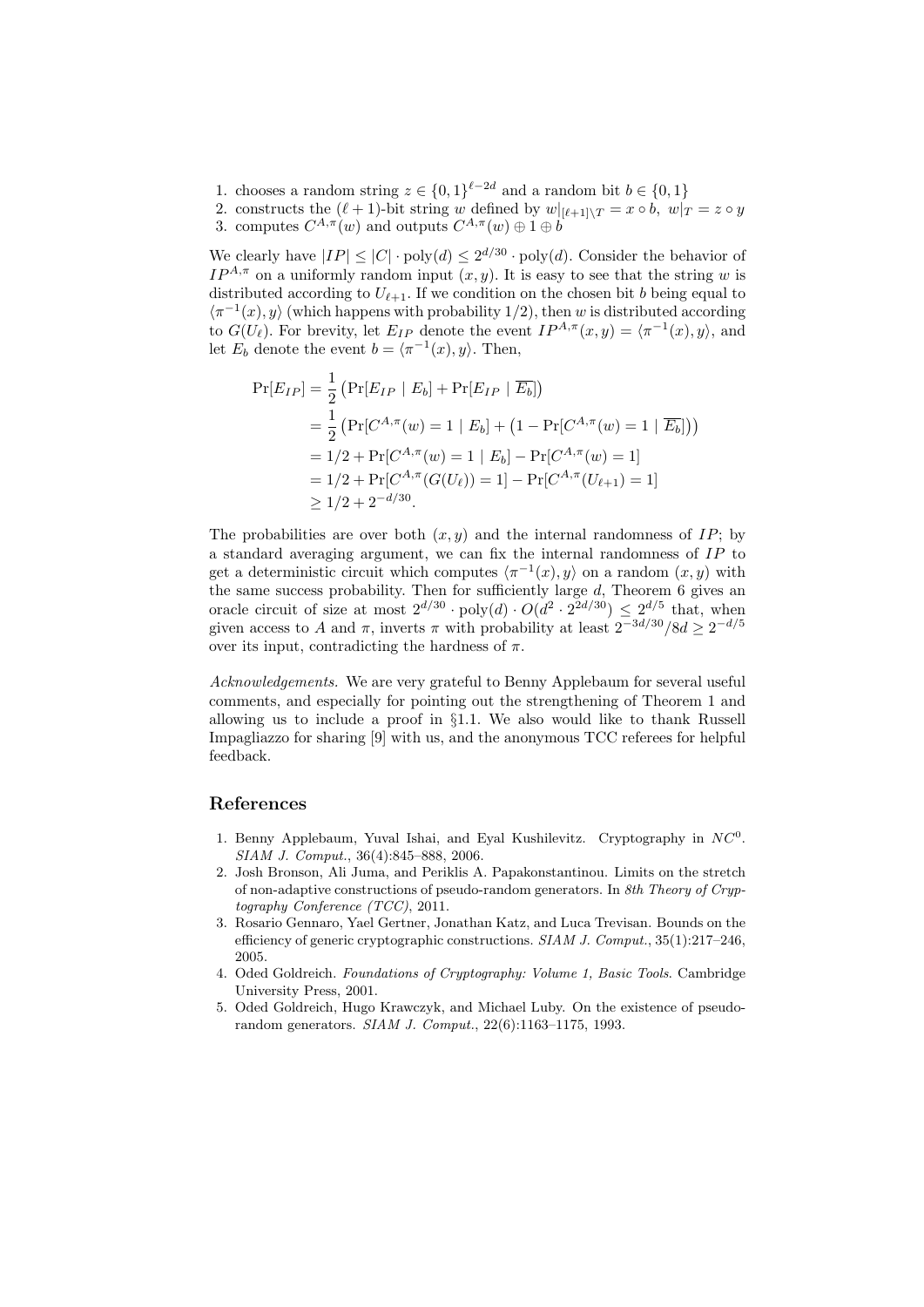1. chooses a random string $z \in \{0,1\}^{\ell-2d}$ and a random bit $b \in \{0,1\}$
2. constructs the $(\ell+1)$-bit string $w$ defined by $w|_{[\ell+1]\setminus T} = x \circ b,\ w|_T = z \circ y$
3. computes $C^{A,\pi}(w)$ and outputs $C^{A,\pi}(w) \oplus 1 \oplus b$

We clearly have $|IP| \leq |C| \cdot \mathrm{poly}(d) \leq 2^{d/30} \cdot \mathrm{poly}(d)$. Consider the behavior of $IP^{A,\pi}$ on a uniformly random input $(x, y)$. It is easy to see that the string $w$ is distributed according to $U_{\ell+1}$. If we condition on the chosen bit $b$ being equal to $\langle \pi^{-1}(x), y \rangle$ (which happens with probability $1/2$), then $w$ is distributed according to $G(U_\ell)$. For brevity, let $E_{IP}$ denote the event $IP^{A,\pi}(x, y) = \langle \pi^{-1}(x), y \rangle$, and let $E_b$ denote the event $b = \langle \pi^{-1}(x), y \rangle$. Then,

$$
\begin{aligned}
\Pr[E_{IP}] &= \frac{1}{2}\left(\Pr[E_{IP} \mid E_b] + \Pr[E_{IP} \mid \overline{E_b}]\right) \\
&= \frac{1}{2}\left(\Pr[C^{A,\pi}(w) = 1 \mid E_b] + \left(1 - \Pr[C^{A,\pi}(w) = 1 \mid \overline{E_b}]\right)\right) \\
&= 1/2 + \Pr[C^{A,\pi}(w) = 1 \mid E_b] - \Pr[C^{A,\pi}(w) = 1] \\
&= 1/2 + \Pr[C^{A,\pi}(G(U_\ell)) = 1] - \Pr[C^{A,\pi}(U_{\ell+1}) = 1] \\
&\geq 1/2 + 2^{-d/30}.
\end{aligned}
$$

The probabilities are over both $(x, y)$ and the internal randomness of $IP$; by a standard averaging argument, we can fix the internal randomness of $IP$ to get a deterministic circuit which computes $\langle \pi^{-1}(x), y \rangle$ on a random $(x, y)$ with the same success probability. Then for sufficiently large $d$, Theorem 6 gives an oracle circuit of size at most $2^{d/30} \cdot \mathrm{poly}(d) \cdot O(d^2 \cdot 2^{2d/30}) \leq 2^{d/5}$ that, when given access to $A$ and $\pi$, inverts $\pi$ with probability at least $2^{-3d/30}/8d \geq 2^{-d/5}$ over its input, contradicting the hardness of $\pi$.

*Acknowledgements.* We are very grateful to Benny Applebaum for several useful comments, and especially for pointing out the strengthening of Theorem 1 and allowing us to include a proof in §1.1. We also would like to thank Russell Impagliazzo for sharing [9] with us, and the anonymous TCC referees for helpful feedback.

## References

1. Benny Applebaum, Yuval Ishai, and Eyal Kushilevitz. Cryptography in $NC^0$. *SIAM J. Comput.*, 36(4):845–888, 2006.
2. Josh Bronson, Ali Juma, and Periklis A. Papakonstantinou. Limits on the stretch of non-adaptive constructions of pseudo-random generators. In *8th Theory of Cryptography Conference (TCC)*, 2011.
3. Rosario Gennaro, Yael Gertner, Jonathan Katz, and Luca Trevisan. Bounds on the efficiency of generic cryptographic constructions. *SIAM J. Comput.*, 35(1):217–246, 2005.
4. Oded Goldreich. *Foundations of Cryptography: Volume 1, Basic Tools*. Cambridge University Press, 2001.
5. Oded Goldreich, Hugo Krawczyk, and Michael Luby. On the existence of pseudorandom generators. *SIAM J. Comput.*, 22(6):1163–1175, 1993.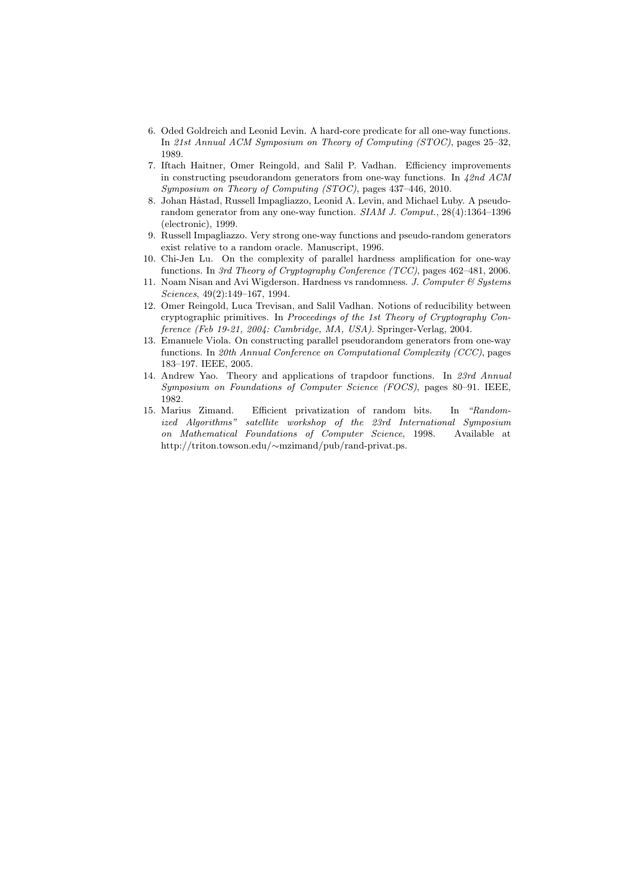6. Oded Goldreich and Leonid Levin. A hard-core predicate for all one-way functions. In *21st Annual ACM Symposium on Theory of Computing (STOC)*, pages 25–32, 1989.
7. Iftach Haitner, Omer Reingold, and Salil P. Vadhan. Efficiency improvements in constructing pseudorandom generators from one-way functions. In *42nd ACM Symposium on Theory of Computing (STOC)*, pages 437–446, 2010.
8. Johan Håstad, Russell Impagliazzo, Leonid A. Levin, and Michael Luby. A pseudorandom generator from any one-way function. *SIAM J. Comput.*, 28(4):1364–1396 (electronic), 1999.
9. Russell Impagliazzo. Very strong one-way functions and pseudo-random generators exist relative to a random oracle. Manuscript, 1996.
10. Chi-Jen Lu. On the complexity of parallel hardness amplification for one-way functions. In *3rd Theory of Cryptography Conference (TCC)*, pages 462–481, 2006.
11. Noam Nisan and Avi Wigderson. Hardness vs randomness. *J. Computer & Systems Sciences*, 49(2):149–167, 1994.
12. Omer Reingold, Luca Trevisan, and Salil Vadhan. Notions of reducibility between cryptographic primitives. In *Proceedings of the 1st Theory of Cryptography Conference (Feb 19-21, 2004: Cambridge, MA, USA)*. Springer-Verlag, 2004.
13. Emanuele Viola. On constructing parallel pseudorandom generators from one-way functions. In *20th Annual Conference on Computational Complexity (CCC)*, pages 183–197. IEEE, 2005.
14. Andrew Yao. Theory and applications of trapdoor functions. In *23rd Annual Symposium on Foundations of Computer Science (FOCS)*, pages 80–91. IEEE, 1982.
15. Marius Zimand. Efficient privatization of random bits. In *"Randomized Algorithms" satellite workshop of the 23rd International Symposium on Mathematical Foundations of Computer Science*, 1998. Available at http://triton.towson.edu/∼mzimand/pub/rand-privat.ps.